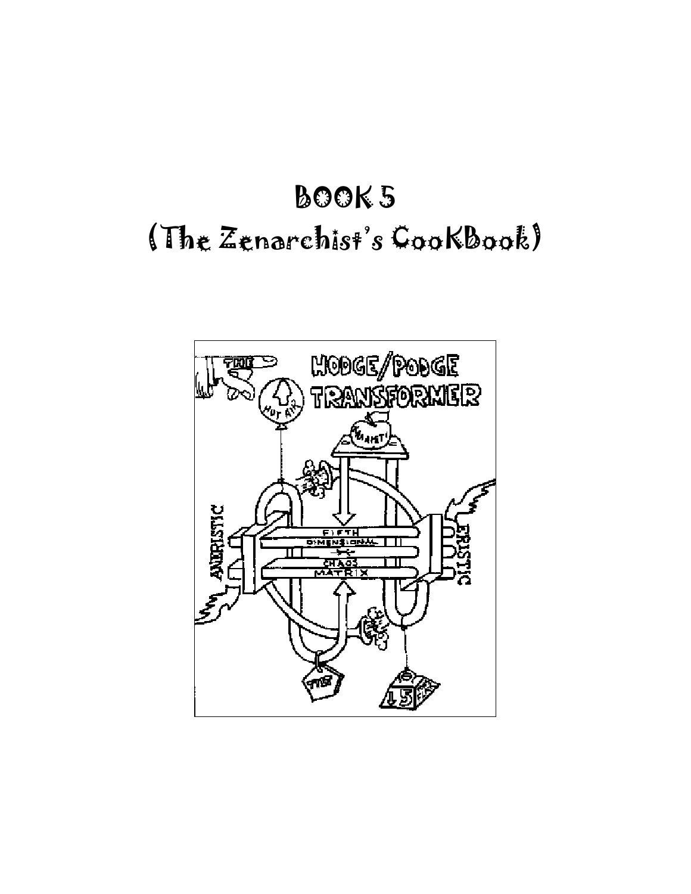# BOOK 5

# (The Zenarchist's CooKBook)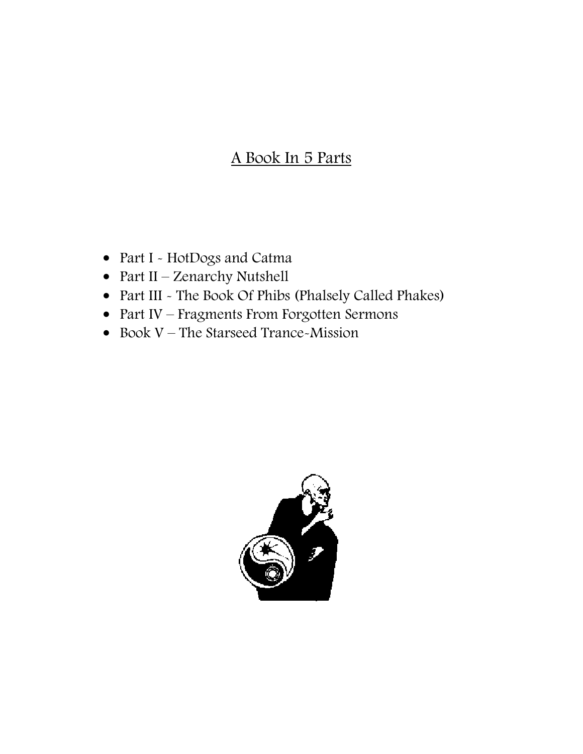## A Book In 5 Parts

- Part I - HotDogs and Catma
- Part II – Zenarchy Nutshell
- Part III - The Book Of Phibs (Phalsely Called Phakes)
- Part IV – Fragments From Forgotten Sermons
- Book V – The Starseed Trance-Mission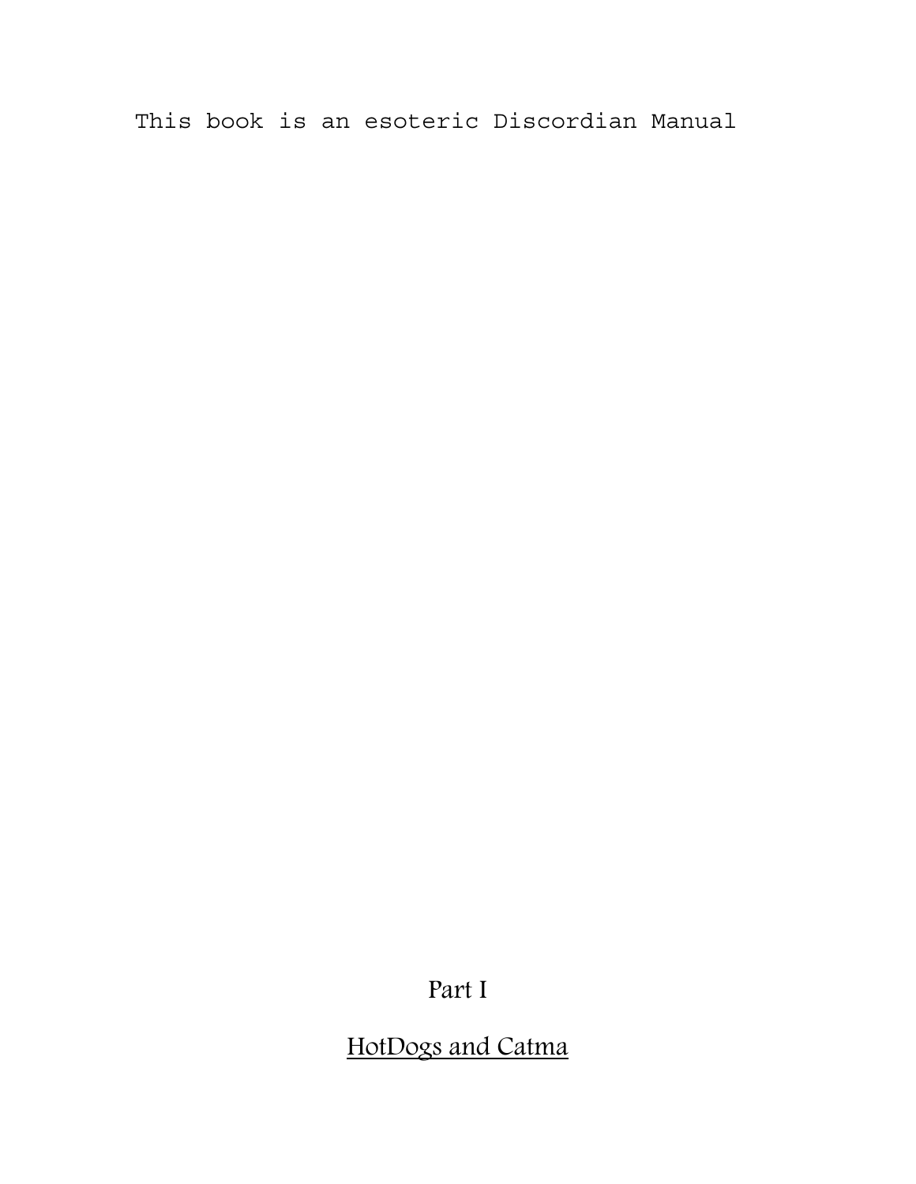This book is an esoteric Discordian Manual

# Part I

## <u>HotDogs and Catma</u>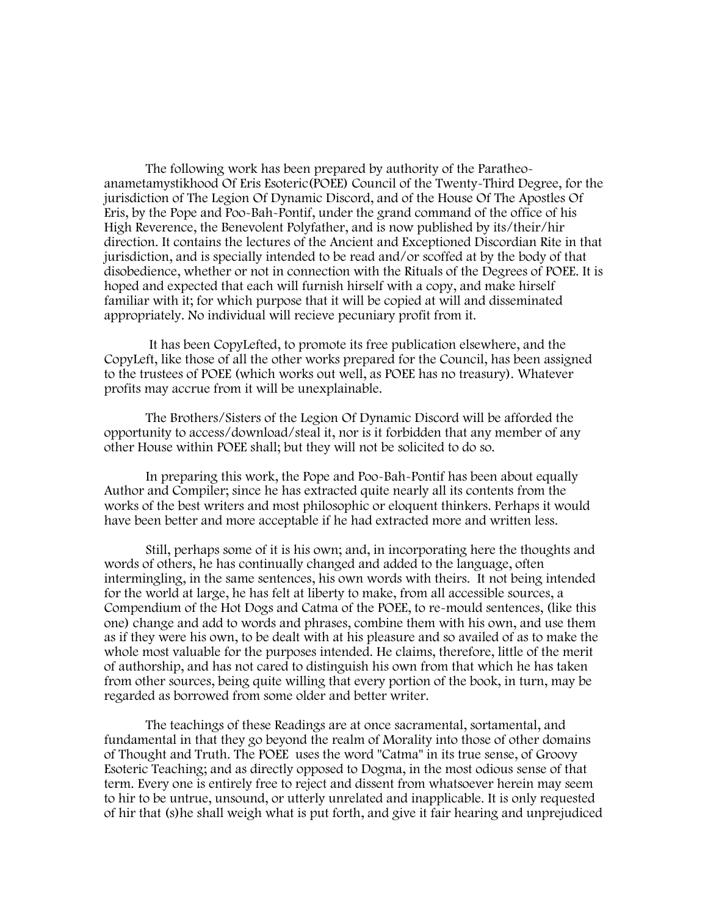The following work has been prepared by authority of the Paratheo-anametamystikhood Of Eris Esoteric(POEE) Council of the Twenty-Third Degree, for the jurisdiction of The Legion Of Dynamic Discord, and of the House Of The Apostles Of Eris, by the Pope and Poo-Bah-Pontif, under the grand command of the office of his High Reverence, the Benevolent Polyfather, and is now published by its/their/hir direction. It contains the lectures of the Ancient and Exceptioned Discordian Rite in that jurisdiction, and is specially intended to be read and/or scoffed at by the body of that disobedience, whether or not in connection with the Rituals of the Degrees of POEE. It is hoped and expected that each will furnish hirself with a copy, and make hirself familiar with it; for which purpose that it will be copied at will and disseminated appropriately. No individual will recieve pecuniary profit from it.

It has been CopyLefted, to promote its free publication elsewhere, and the CopyLeft, like those of all the other works prepared for the Council, has been assigned to the trustees of POEE (which works out well, as POEE has no treasury). Whatever profits may accrue from it will be unexplainable.

The Brothers/Sisters of the Legion Of Dynamic Discord will be afforded the opportunity to access/download/steal it, nor is it forbidden that any member of any other House within POEE shall; but they will not be solicited to do so.

In preparing this work, the Pope and Poo-Bah-Pontif has been about equally Author and Compiler; since he has extracted quite nearly all its contents from the works of the best writers and most philosophic or eloquent thinkers. Perhaps it would have been better and more acceptable if he had extracted more and written less.

Still, perhaps some of it is his own; and, in incorporating here the thoughts and words of others, he has continually changed and added to the language, often intermingling, in the same sentences, his own words with theirs. It not being intended for the world at large, he has felt at liberty to make, from all accessible sources, a Compendium of the Hot Dogs and Catma of the POEE, to re-mould sentences, (like this one) change and add to words and phrases, combine them with his own, and use them as if they were his own, to be dealt with at his pleasure and so availed of as to make the whole most valuable for the purposes intended. He claims, therefore, little of the merit of authorship, and has not cared to distinguish his own from that which he has taken from other sources, being quite willing that every portion of the book, in turn, may be regarded as borrowed from some older and better writer.

The teachings of these Readings are at once sacramental, sortamental, and fundamental in that they go beyond the realm of Morality into those of other domains of Thought and Truth. The POEE uses the word "Catma" in its true sense, of Groovy Esoteric Teaching; and as directly opposed to Dogma, in the most odious sense of that term. Every one is entirely free to reject and dissent from whatsoever herein may seem to hir to be untrue, unsound, or utterly unrelated and inapplicable. It is only requested of hir that (s)he shall weigh what is put forth, and give it fair hearing and unprejudiced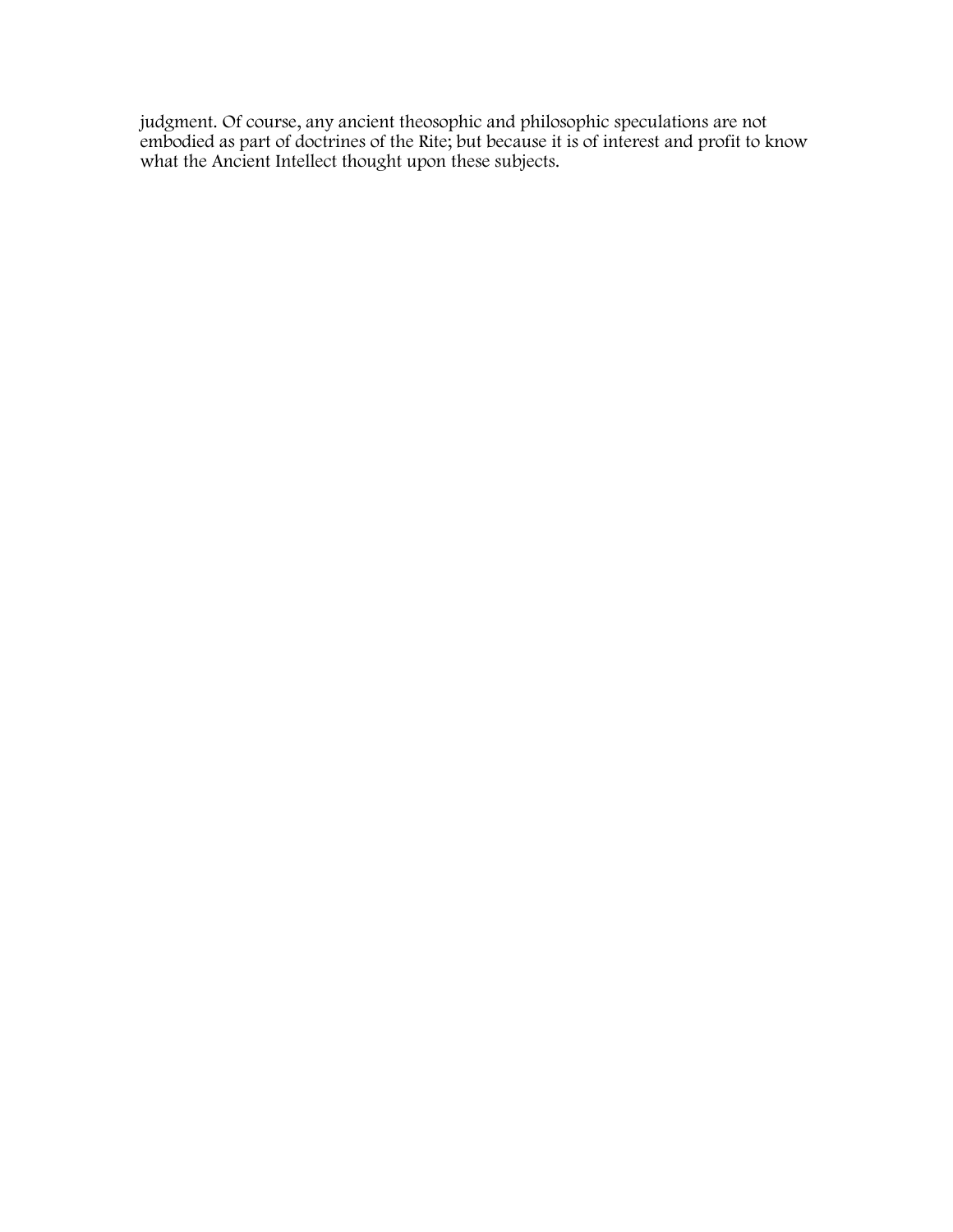judgment. Of course, any ancient theosophic and philosophic speculations are not embodied as part of doctrines of the Rite; but because it is of interest and profit to know what the Ancient Intellect thought upon these subjects.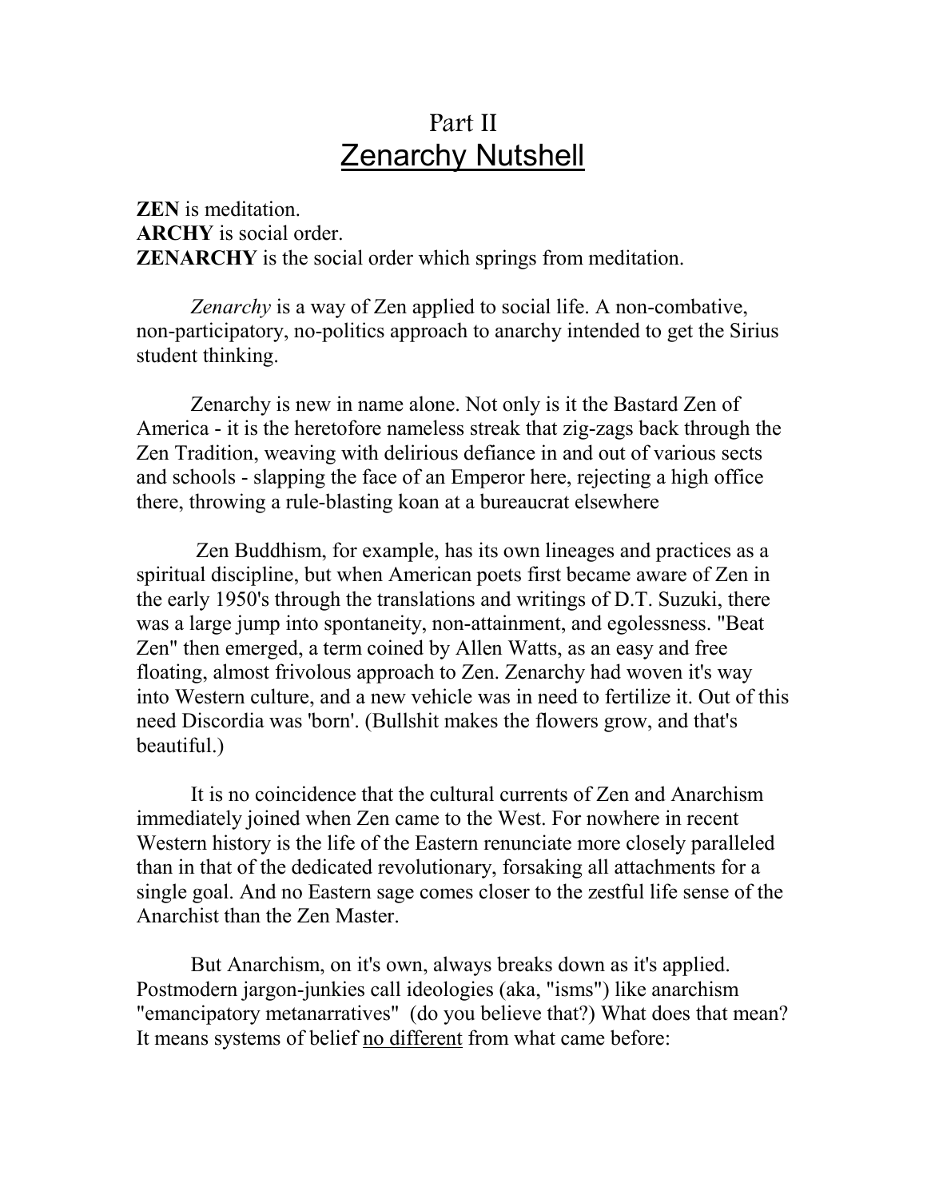# Part II
## Zenarchy Nutshell

**ZEN** is meditation.
**ARCHY** is social order.
**ZENARCHY** is the social order which springs from meditation.

*Zenarchy* is a way of Zen applied to social life. A non-combative, non-participatory, no-politics approach to anarchy intended to get the Sirius student thinking.

Zenarchy is new in name alone. Not only is it the Bastard Zen of America - it is the heretofore nameless streak that zig-zags back through the Zen Tradition, weaving with delirious defiance in and out of various sects and schools - slapping the face of an Emperor here, rejecting a high office there, throwing a rule-blasting koan at a bureaucrat elsewhere

Zen Buddhism, for example, has its own lineages and practices as a spiritual discipline, but when American poets first became aware of Zen in the early 1950's through the translations and writings of D.T. Suzuki, there was a large jump into spontaneity, non-attainment, and egolessness. "Beat Zen" then emerged, a term coined by Allen Watts, as an easy and free floating, almost frivolous approach to Zen. Zenarchy had woven it's way into Western culture, and a new vehicle was in need to fertilize it. Out of this need Discordia was 'born'. (Bullshit makes the flowers grow, and that's beautiful.)

It is no coincidence that the cultural currents of Zen and Anarchism immediately joined when Zen came to the West. For nowhere in recent Western history is the life of the Eastern renunciate more closely paralleled than in that of the dedicated revolutionary, forsaking all attachments for a single goal. And no Eastern sage comes closer to the zestful life sense of the Anarchist than the Zen Master.

But Anarchism, on it's own, always breaks down as it's applied. Postmodern jargon-junkies call ideologies (aka, "isms") like anarchism "emancipatory metanarratives" (do you believe that?) What does that mean? It means systems of belief <u>no different</u> from what came before: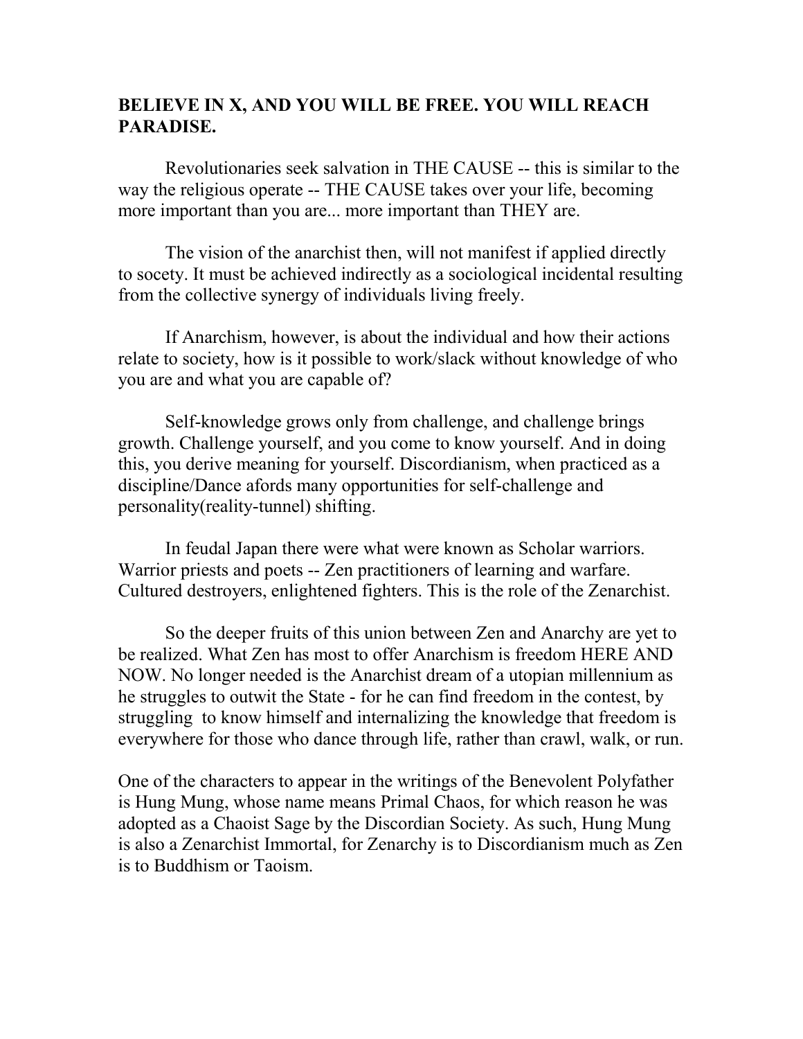**BELIEVE IN X, AND YOU WILL BE FREE. YOU WILL REACH PARADISE.**

Revolutionaries seek salvation in THE CAUSE -- this is similar to the way the religious operate -- THE CAUSE takes over your life, becoming more important than you are... more important than THEY are.

The vision of the anarchist then, will not manifest if applied directly to socety. It must be achieved indirectly as a sociological incidental resulting from the collective synergy of individuals living freely.

If Anarchism, however, is about the individual and how their actions relate to society, how is it possible to work/slack without knowledge of who you are and what you are capable of?

Self-knowledge grows only from challenge, and challenge brings growth. Challenge yourself, and you come to know yourself. And in doing this, you derive meaning for yourself. Discordianism, when practiced as a discipline/Dance afords many opportunities for self-challenge and personality(reality-tunnel) shifting.

In feudal Japan there were what were known as Scholar warriors. Warrior priests and poets -- Zen practitioners of learning and warfare. Cultured destroyers, enlightened fighters. This is the role of the Zenarchist.

So the deeper fruits of this union between Zen and Anarchy are yet to be realized. What Zen has most to offer Anarchism is freedom HERE AND NOW. No longer needed is the Anarchist dream of a utopian millennium as he struggles to outwit the State - for he can find freedom in the contest, by struggling to know himself and internalizing the knowledge that freedom is everywhere for those who dance through life, rather than crawl, walk, or run.

One of the characters to appear in the writings of the Benevolent Polyfather is Hung Mung, whose name means Primal Chaos, for which reason he was adopted as a Chaoist Sage by the Discordian Society. As such, Hung Mung is also a Zenarchist Immortal, for Zenarchy is to Discordianism much as Zen is to Buddhism or Taoism.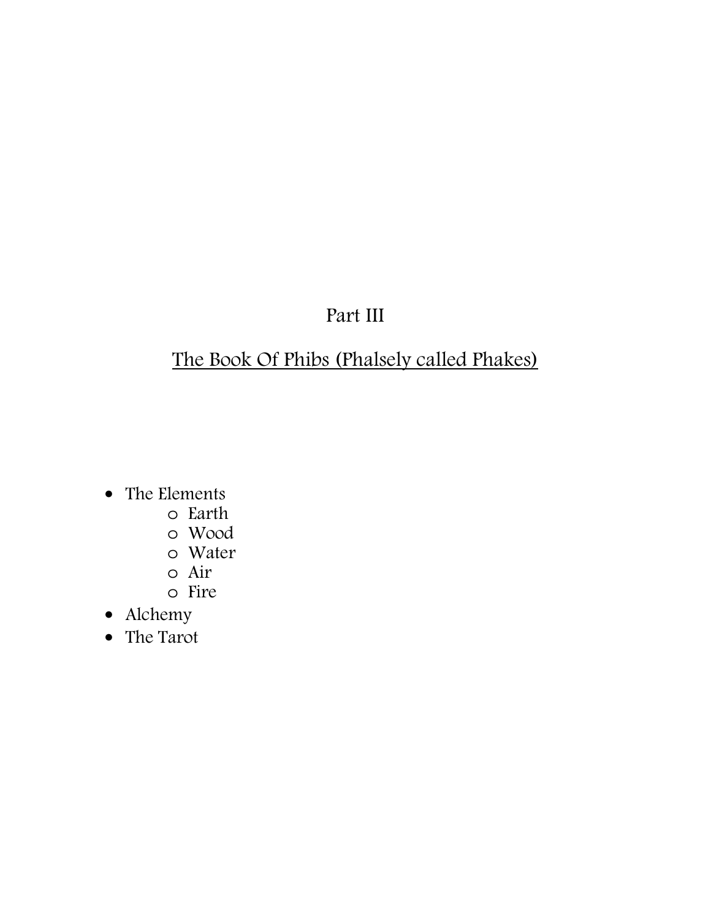# Part III

## The Book Of Phibs (Phalsely called Phakes)

- The Elements
  - Earth
  - Wood
  - Water
  - Air
  - Fire
- Alchemy
- The Tarot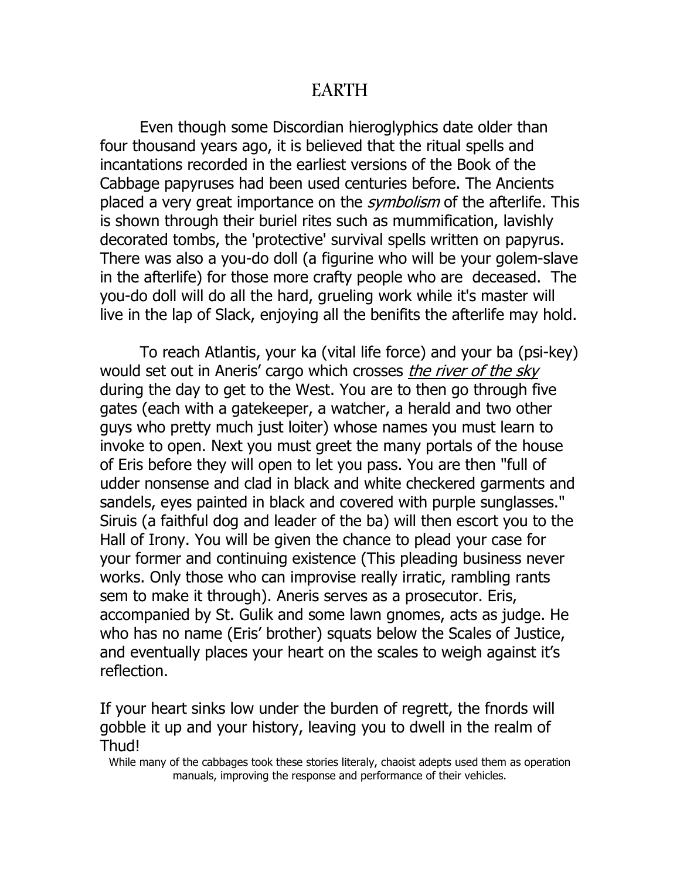# EARTH

Even though some Discordian hieroglyphics date older than four thousand years ago, it is believed that the ritual spells and incantations recorded in the earliest versions of the Book of the Cabbage papyruses had been used centuries before. The Ancients placed a very great importance on the *symbolism* of the afterlife. This is shown through their buriel rites such as mummification, lavishly decorated tombs, the 'protective' survival spells written on papyrus. There was also a you-do doll (a figurine who will be your golem-slave in the afterlife) for those more crafty people who are deceased. The you-do doll will do all the hard, grueling work while it's master will live in the lap of Slack, enjoying all the benifits the afterlife may hold.

To reach Atlantis, your ka (vital life force) and your ba (psi-key) would set out in Aneris' cargo which crosses <u>*the river of the sky*</u> during the day to get to the West. You are to then go through five gates (each with a gatekeeper, a watcher, a herald and two other guys who pretty much just loiter) whose names you must learn to invoke to open. Next you must greet the many portals of the house of Eris before they will open to let you pass. You are then "full of udder nonsense and clad in black and white checkered garments and sandels, eyes painted in black and covered with purple sunglasses." Siruis (a faithful dog and leader of the ba) will then escort you to the Hall of Irony. You will be given the chance to plead your case for your former and continuing existence (This pleading business never works. Only those who can improvise really irratic, rambling rants sem to make it through). Aneris serves as a prosecutor. Eris, accompanied by St. Gulik and some lawn gnomes, acts as judge. He who has no name (Eris' brother) squats below the Scales of Justice, and eventually places your heart on the scales to weigh against it's reflection.

If your heart sinks low under the burden of regrett, the fnords will gobble it up and your history, leaving you to dwell in the realm of Thud!

While many of the cabbages took these stories literaly, chaoist adepts used them as operation manuals, improving the response and performance of their vehicles.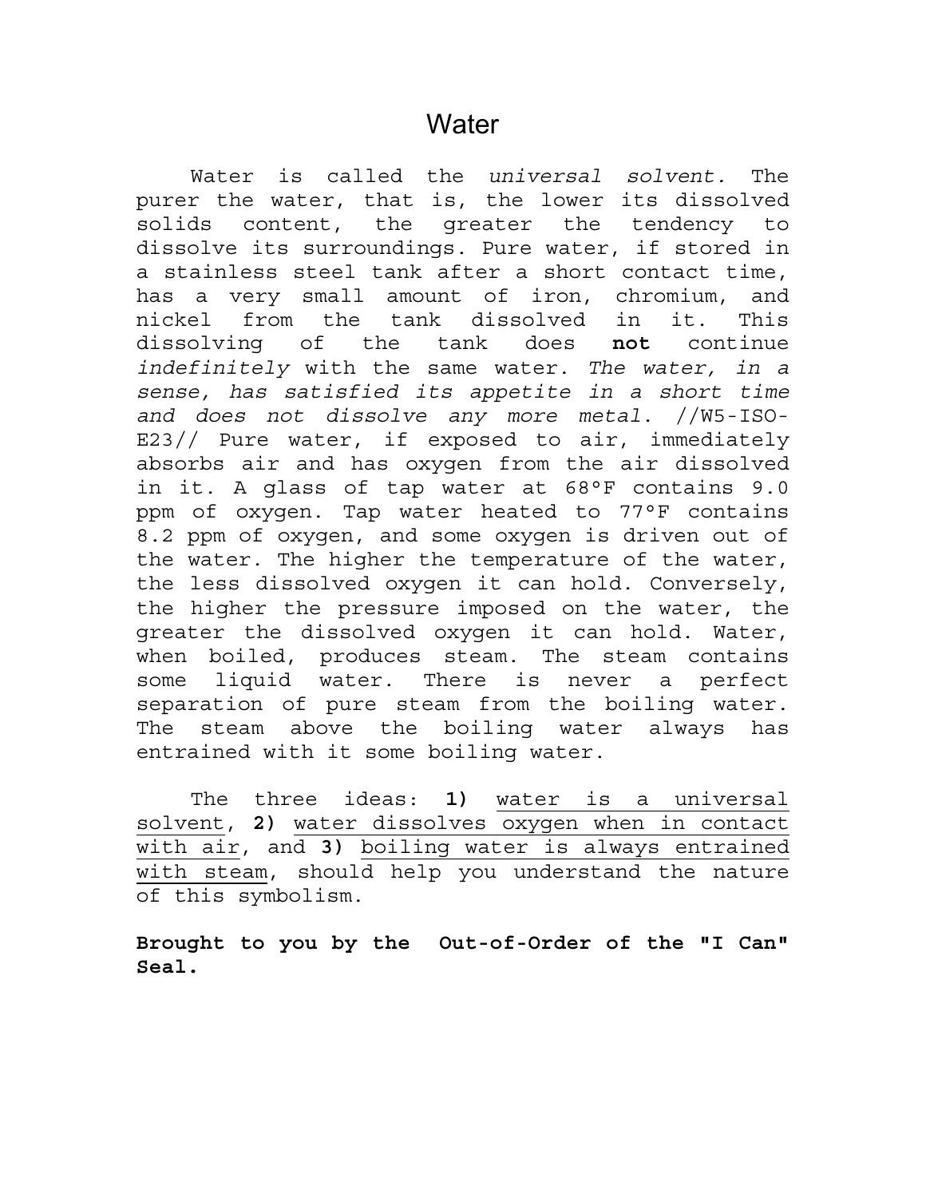# Water

Water is called the *universal solvent.* The purer the water, that is, the lower its dissolved solids content, the greater the tendency to dissolve its surroundings. Pure water, if stored in a stainless steel tank after a short contact time, has a very small amount of iron, chromium, and nickel from the tank dissolved in it. This dissolving of the tank does **not** continue *indefinitely* with the same water. *The water, in a sense, has satisfied its appetite in a short time and does not dissolve any more metal*. //W5-ISO-E23// Pure water, if exposed to air, immediately absorbs air and has oxygen from the air dissolved in it. A glass of tap water at 68°F contains 9.0 ppm of oxygen. Tap water heated to 77°F contains 8.2 ppm of oxygen, and some oxygen is driven out of the water. The higher the temperature of the water, the less dissolved oxygen it can hold. Conversely, the higher the pressure imposed on the water, the greater the dissolved oxygen it can hold. Water, when boiled, produces steam. The steam contains some liquid water. There is never a perfect separation of pure steam from the boiling water. The steam above the boiling water always has entrained with it some boiling water.

The three ideas: **1)** <u>water is a universal solvent</u>, **2)** <u>water dissolves oxygen when in contact with air</u>, and **3)** <u>boiling water is always entrained with steam</u>, should help you understand the nature of this symbolism.

**Brought to you by the Out-of-Order of the "I Can" Seal.**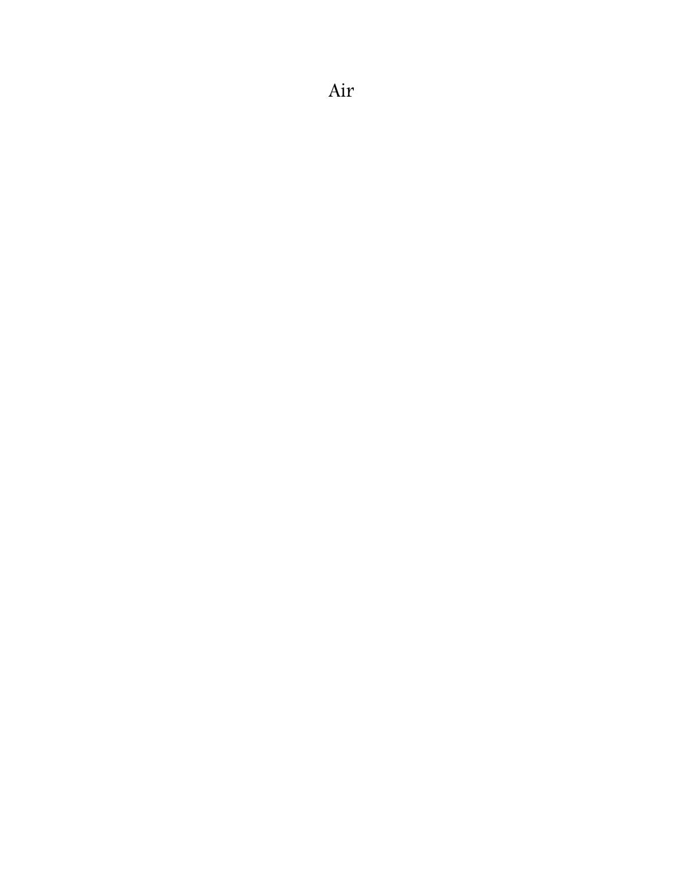Air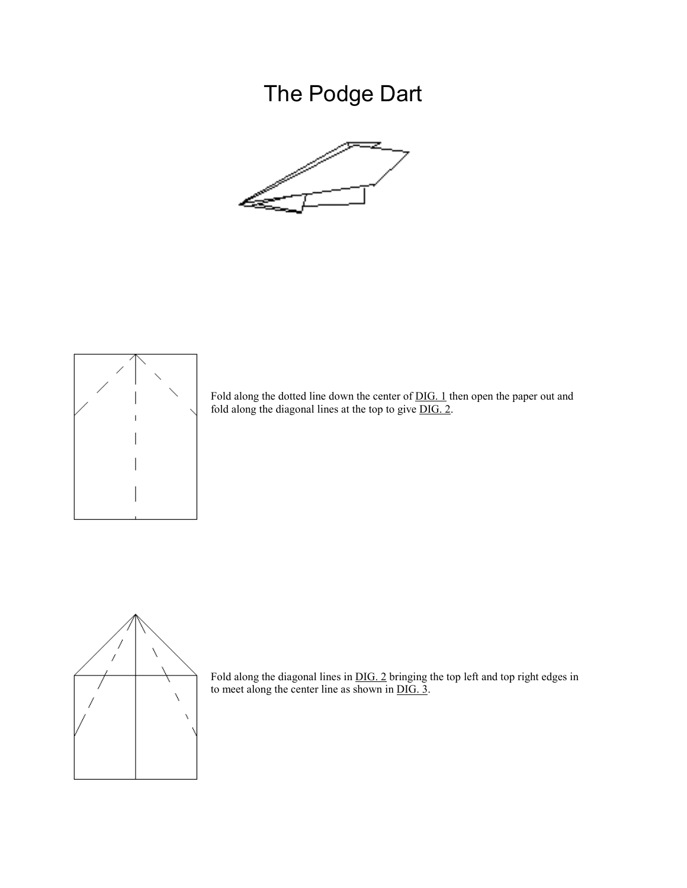# The Podge Dart

Fold along the dotted line down the center of DIG. 1 then open the paper out and fold along the diagonal lines at the top to give DIG. 2.

Fold along the diagonal lines in DIG. 2 bringing the top left and top right edges in to meet along the center line as shown in DIG. 3.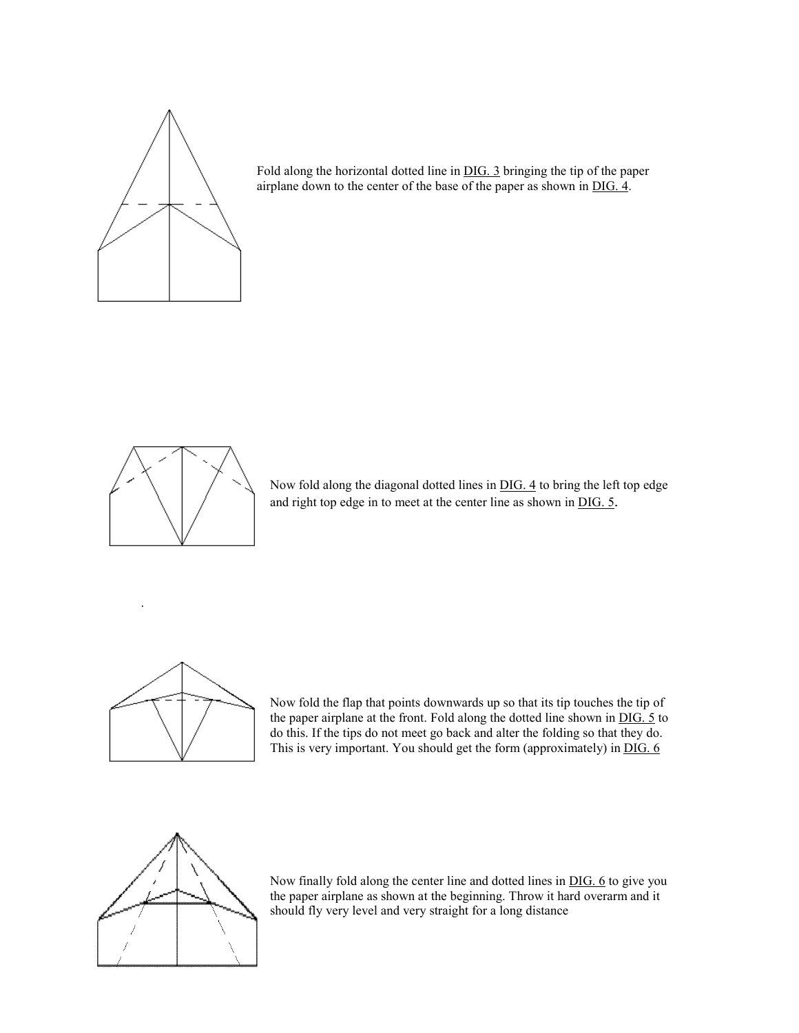Fold along the horizontal dotted line in DIG. 3 bringing the tip of the paper airplane down to the center of the base of the paper as shown in DIG. 4.

Now fold along the diagonal dotted lines in DIG. 4 to bring the left top edge and right top edge in to meet at the center line as shown in DIG. 5.

Now fold the flap that points downwards up so that its tip touches the tip of the paper airplane at the front. Fold along the dotted line shown in DIG. 5 to do this. If the tips do not meet go back and alter the folding so that they do. This is very important. You should get the form (approximately) in DIG. 6

Now finally fold along the center line and dotted lines in DIG. 6 to give you the paper airplane as shown at the beginning. Throw it hard overarm and it should fly very level and very straight for a long distance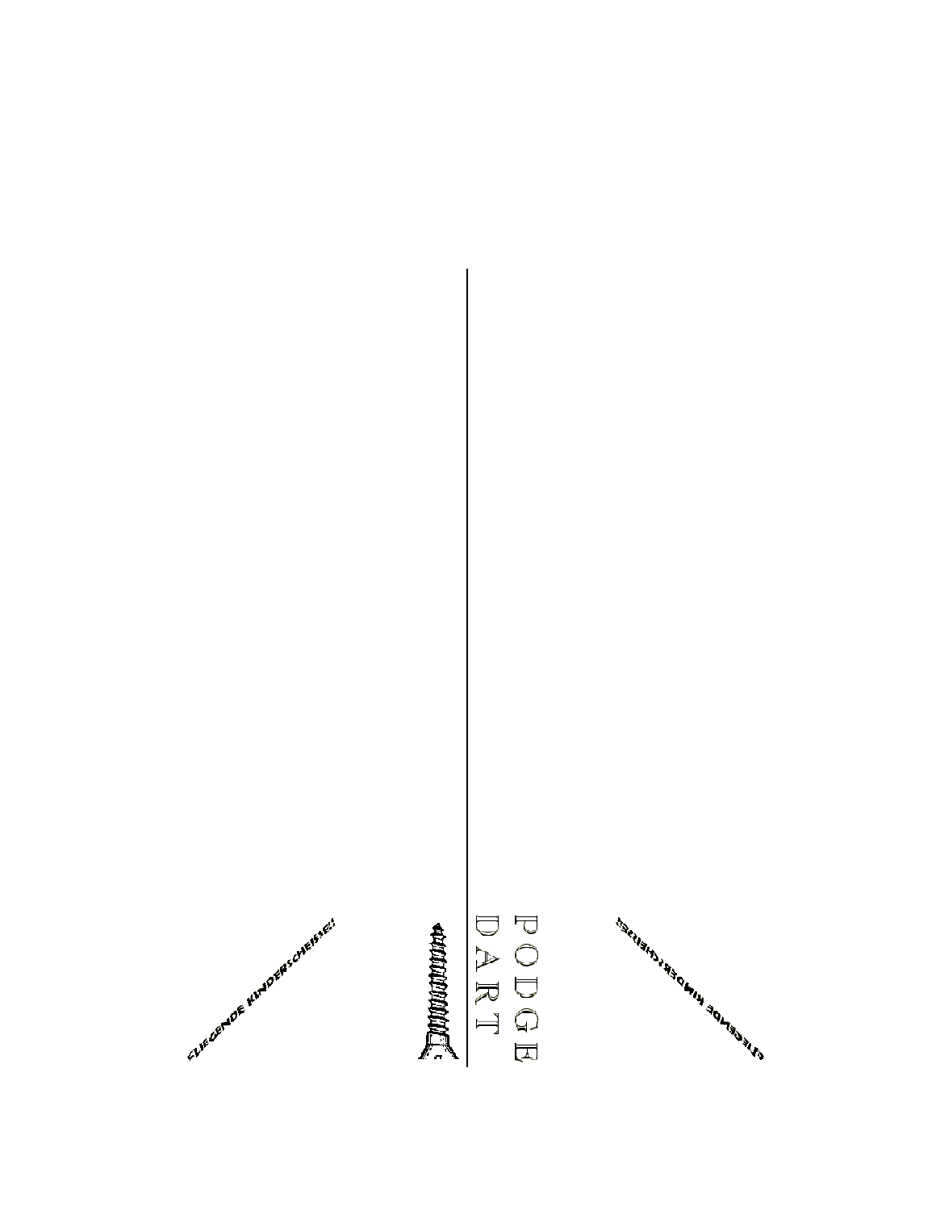FLIEGENDE KINDERSCHEISSE!

PODGE
DART

FLIEGENDE KINDERSCHEISSE!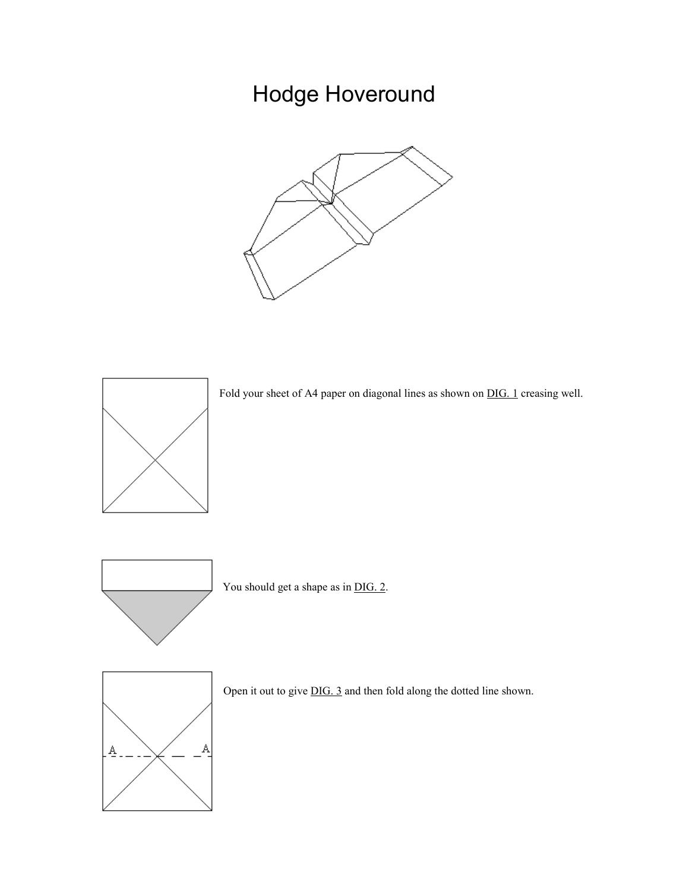# Hodge Hoveround

Fold your sheet of A4 paper on diagonal lines as shown on DIG. 1 creasing well.

You should get a shape as in DIG. 2.

Open it out to give DIG. 3 and then fold along the dotted line shown.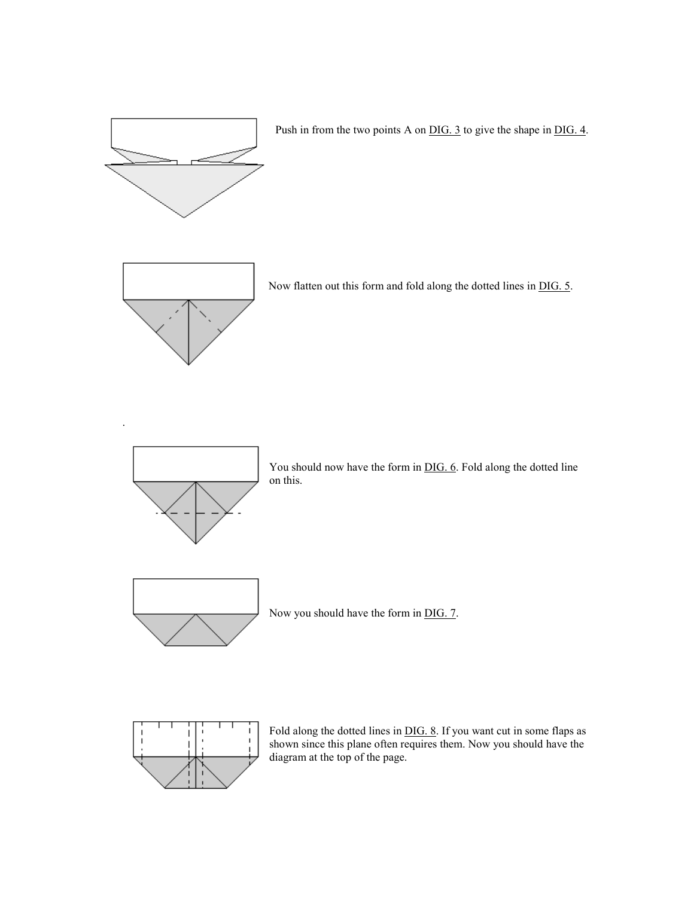Push in from the two points A on DIG. 3 to give the shape in DIG. 4.

Now flatten out this form and fold along the dotted lines in DIG. 5.

You should now have the form in DIG. 6. Fold along the dotted line on this.

Now you should have the form in DIG. 7.

Fold along the dotted lines in DIG. 8. If you want cut in some flaps as shown since this plane often requires them. Now you should have the diagram at the top of the page.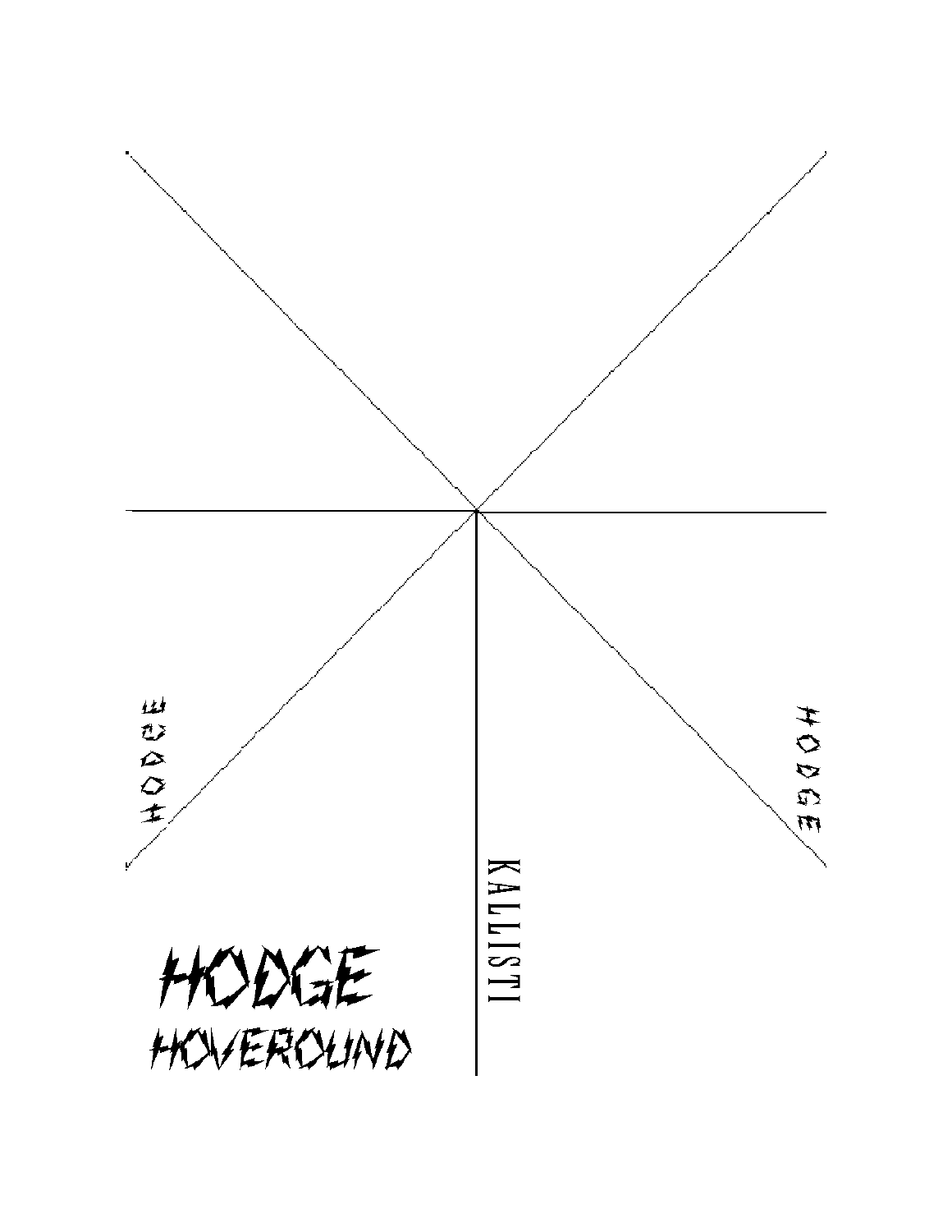HODGE

HODGE

KALLISTI

HODGE

HOVEROUND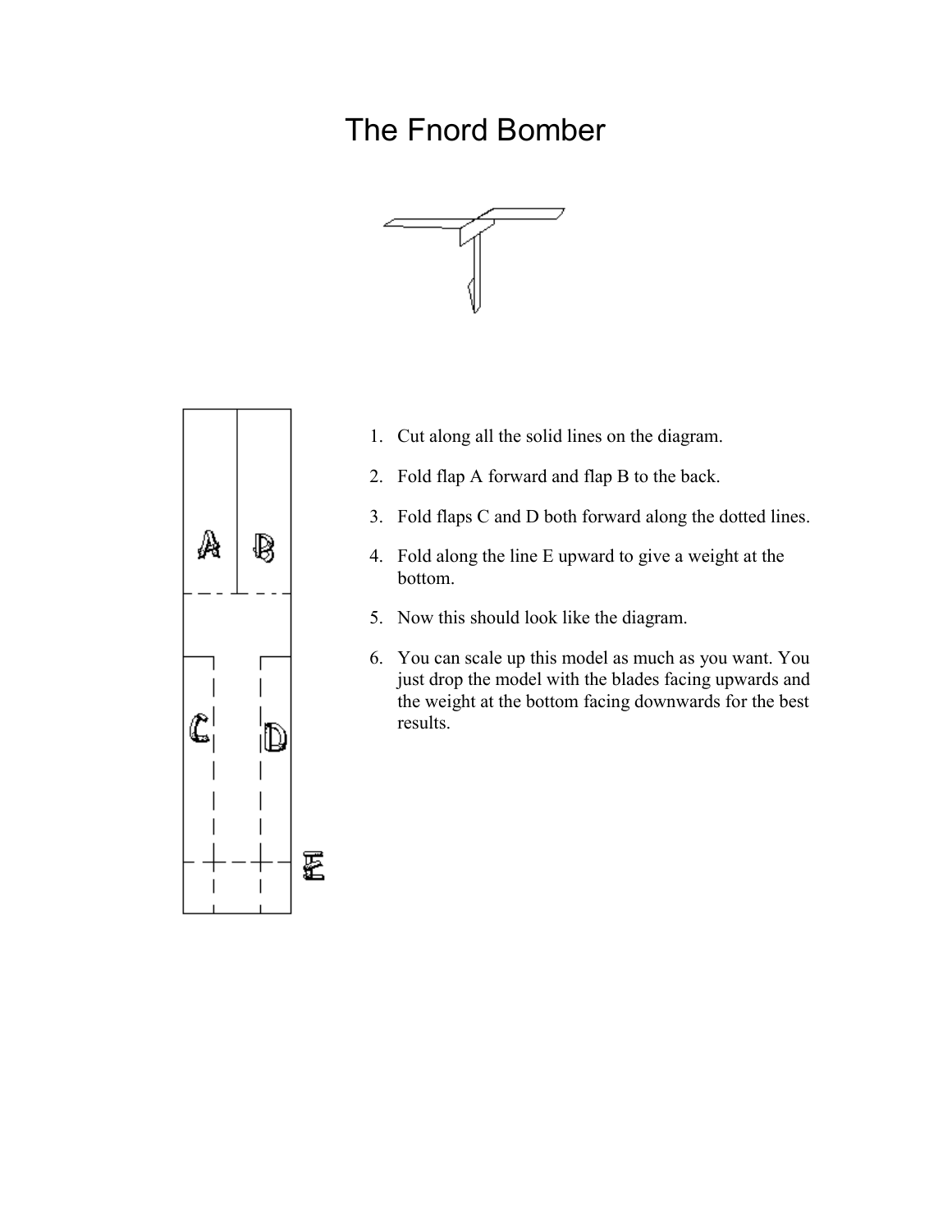# The Fnord Bomber

1. Cut along all the solid lines on the diagram.
2. Fold flap A forward and flap B to the back.
3. Fold flaps C and D both forward along the dotted lines.
4. Fold along the line E upward to give a weight at the bottom.
5. Now this should look like the diagram.
6. You can scale up this model as much as you want. You just drop the model with the blades facing upwards and the weight at the bottom facing downwards for the best results.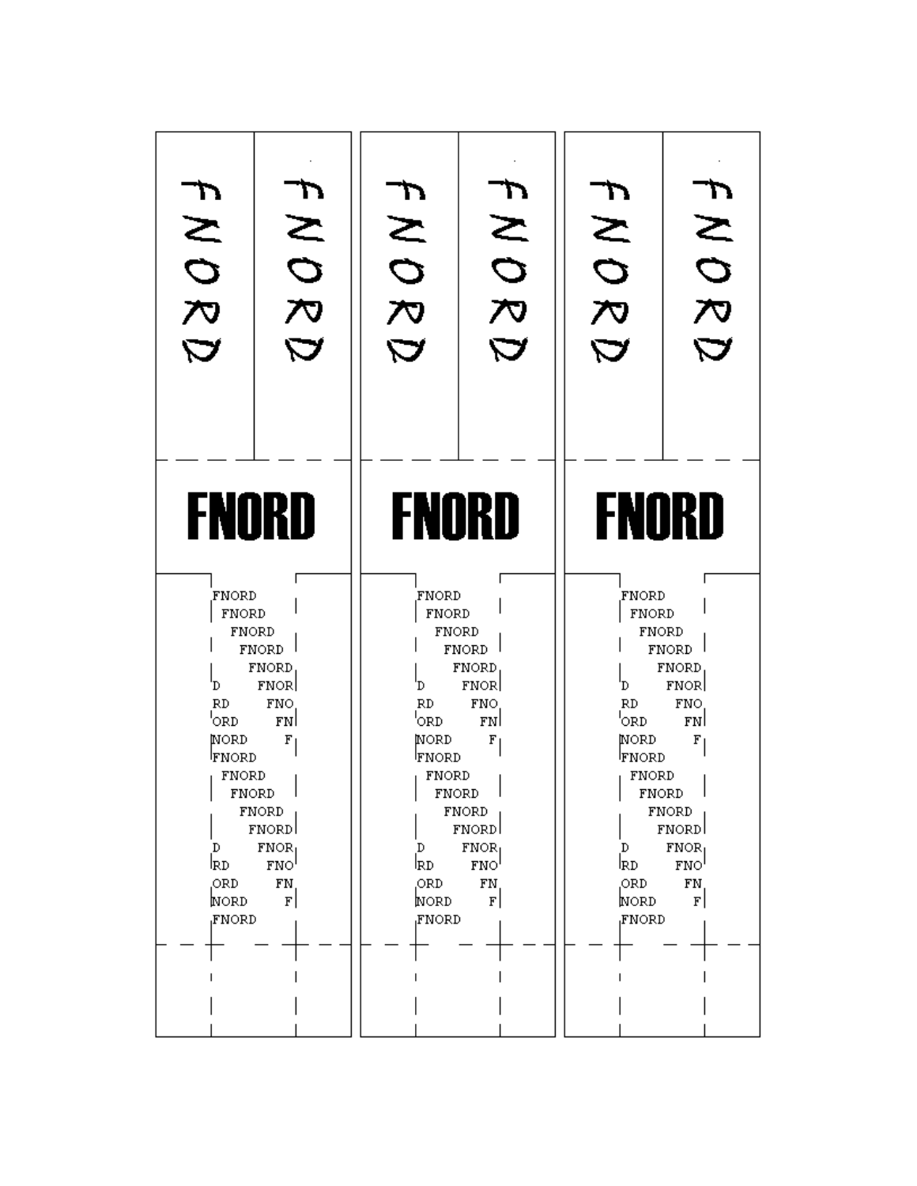FNORD FNORD FNORD FNORD FNORD FNORD

FNORD FNORD FNORD

```
FNORD
 FNORD
  FNORD
   FNORD
    FNORD
D    FNOR
RD    FNO
ORD    FN
NORD    F
FNORD
 FNORD
  FNORD
   FNORD
    FNORD
D    FNOR
RD    FNO
ORD    FN
NORD    F
FNORD
```

```
FNORD
 FNORD
  FNORD
   FNORD
    FNORD
D    FNOR
RD    FNO
ORD    FN
NORD    F
FNORD
 FNORD
  FNORD
   FNORD
    FNORD
D    FNOR
RD    FNO
ORD    FN
NORD    F
FNORD
```

```
FNORD
 FNORD
  FNORD
   FNORD
    FNORD
D    FNOR
RD    FNO
ORD    FN
NORD    F
FNORD
 FNORD
  FNORD
   FNORD
    FNORD
D    FNOR
RD    FNO
ORD    FN
NORD    F
FNORD
```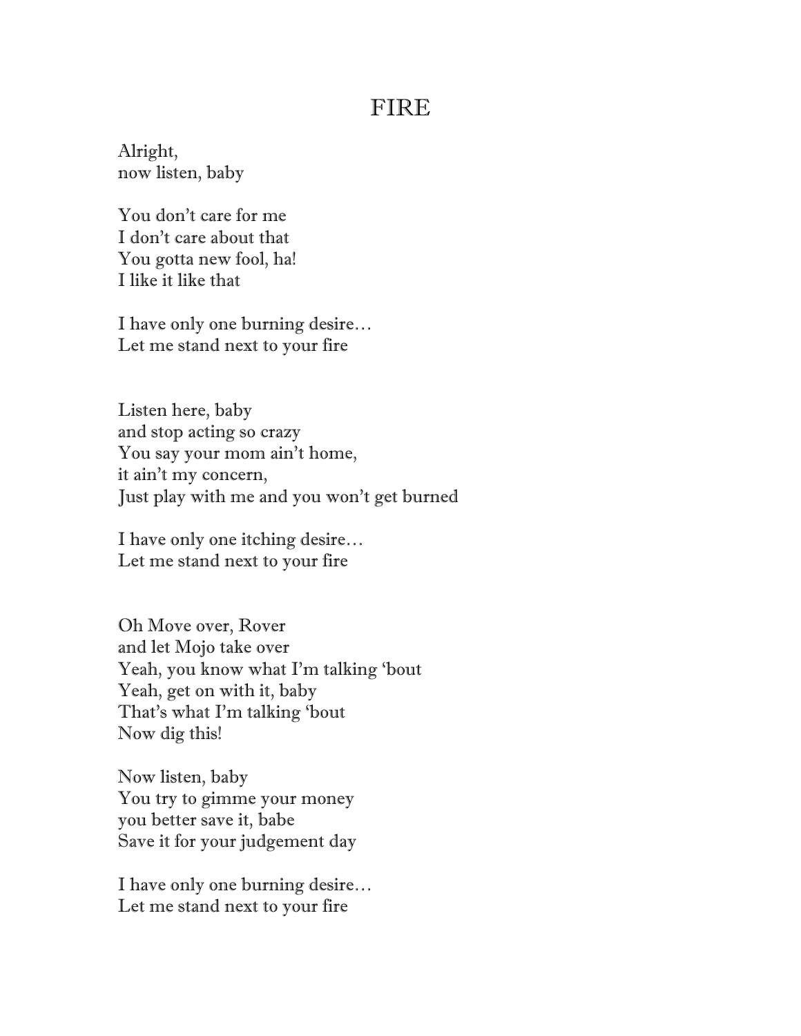# FIRE

Alright,
now listen, baby

You don't care for me
I don't care about that
You gotta new fool, ha!
I like it like that

I have only one burning desire…
Let me stand next to your fire

Listen here, baby
and stop acting so crazy
You say your mom ain't home,
it ain't my concern,
Just play with me and you won't get burned

I have only one itching desire…
Let me stand next to your fire

Oh Move over, Rover
and let Mojo take over
Yeah, you know what I'm talking 'bout
Yeah, get on with it, baby
That's what I'm talking 'bout
Now dig this!

Now listen, baby
You try to gimme your money
you better save it, babe
Save it for your judgement day

I have only one burning desire…
Let me stand next to your fire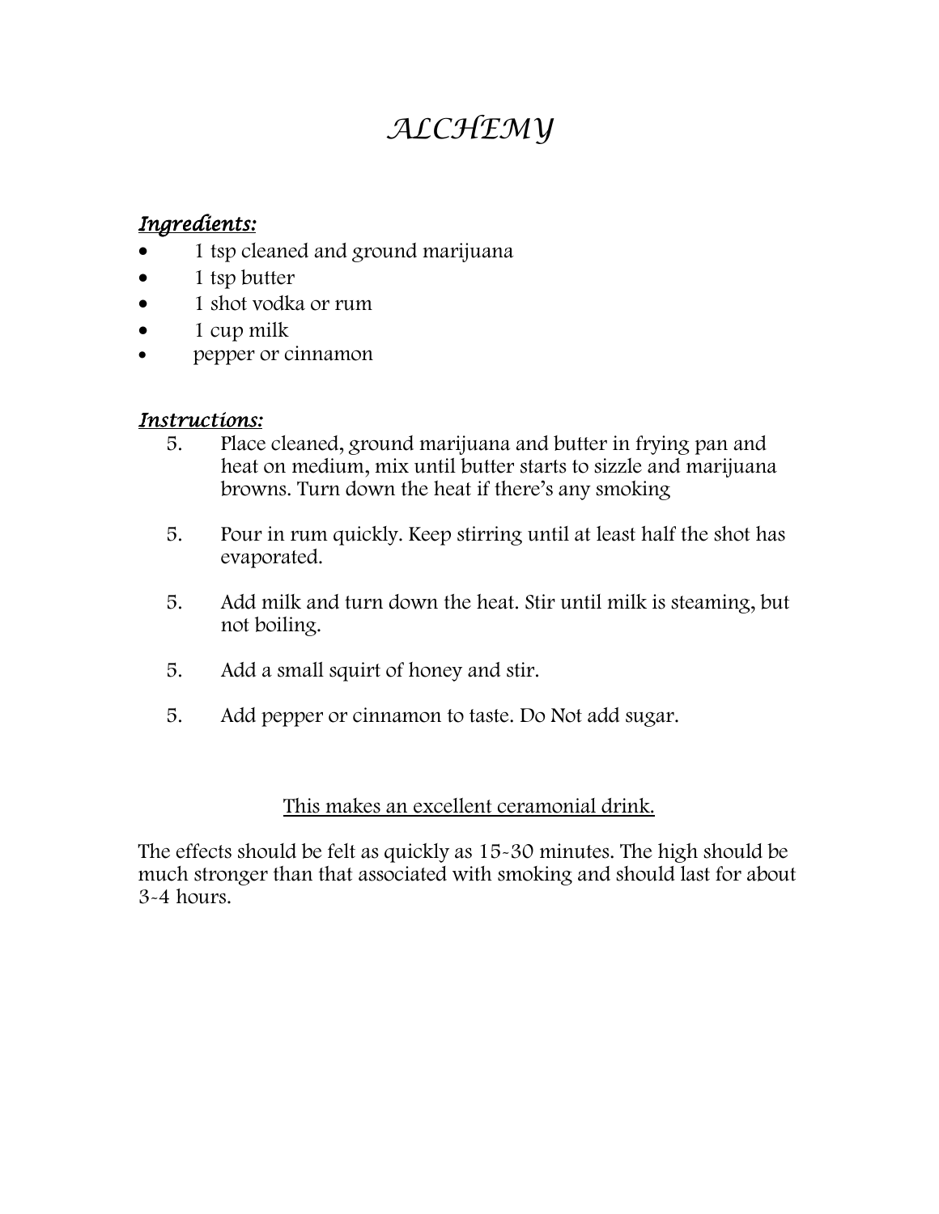# *ALCHEMY*

***Ingredients:***

- 1 tsp cleaned and ground marijuana
- 1 tsp butter
- 1 shot vodka or rum
- 1 cup milk
- pepper or cinnamon

***Instructions:***

5. Place cleaned, ground marijuana and butter in frying pan and heat on medium, mix until butter starts to sizzle and marijuana browns. Turn down the heat if there's any smoking

5. Pour in rum quickly. Keep stirring until at least half the shot has evaporated.

5. Add milk and turn down the heat. Stir until milk is steaming, but not boiling.

5. Add a small squirt of honey and stir.

5. Add pepper or cinnamon to taste. Do Not add sugar.

<u>This makes an excellent ceramonial drink.</u>

The effects should be felt as quickly as 15-30 minutes. The high should be much stronger than that associated with smoking and should last for about 3-4 hours.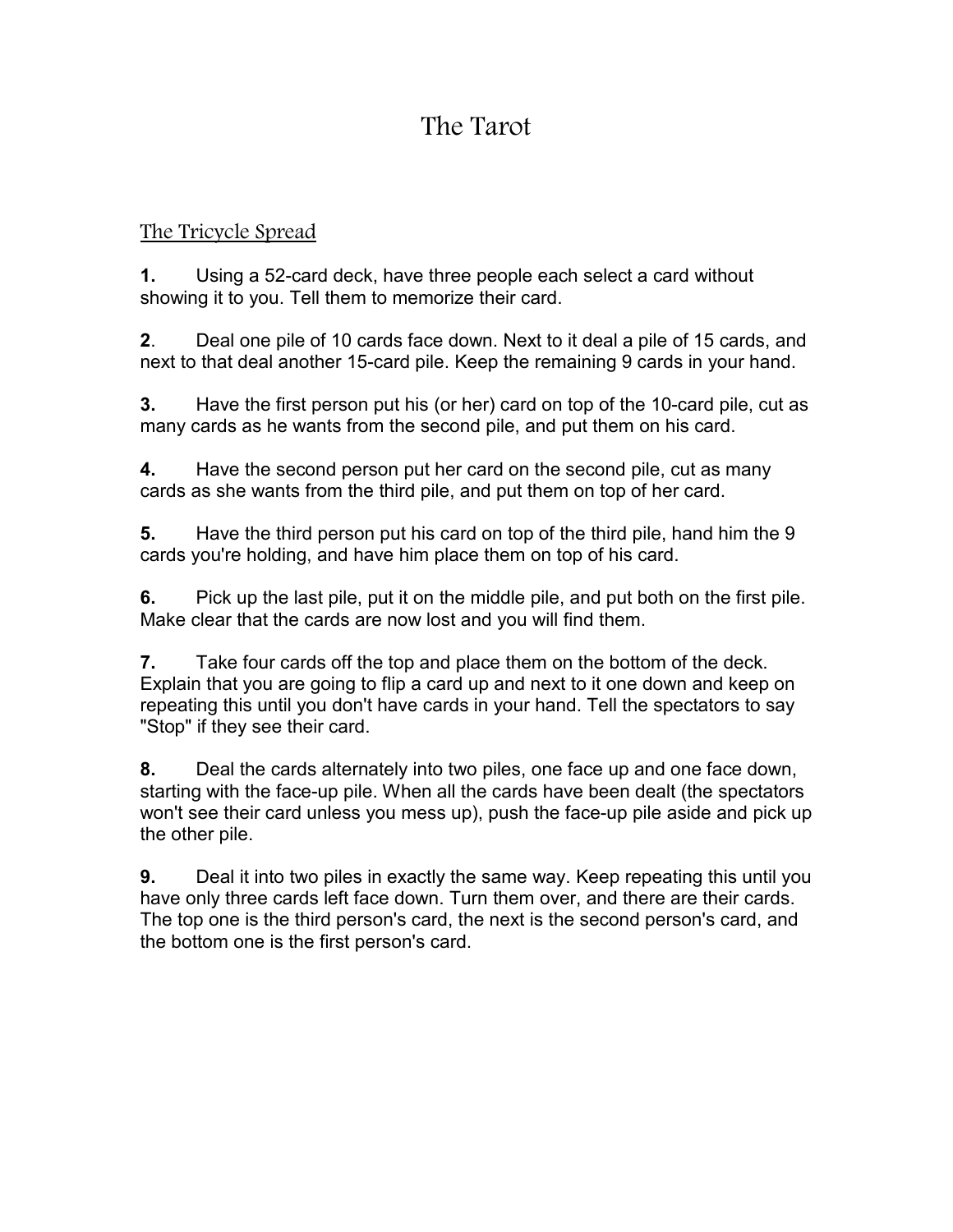# The Tarot

## The Tricycle Spread

**1.** Using a 52-card deck, have three people each select a card without showing it to you. Tell them to memorize their card.

**2**. Deal one pile of 10 cards face down. Next to it deal a pile of 15 cards, and next to that deal another 15-card pile. Keep the remaining 9 cards in your hand.

**3.** Have the first person put his (or her) card on top of the 10-card pile, cut as many cards as he wants from the second pile, and put them on his card.

**4.** Have the second person put her card on the second pile, cut as many cards as she wants from the third pile, and put them on top of her card.

**5.** Have the third person put his card on top of the third pile, hand him the 9 cards you're holding, and have him place them on top of his card.

**6.** Pick up the last pile, put it on the middle pile, and put both on the first pile. Make clear that the cards are now lost and you will find them.

**7.** Take four cards off the top and place them on the bottom of the deck. Explain that you are going to flip a card up and next to it one down and keep on repeating this until you don't have cards in your hand. Tell the spectators to say "Stop" if they see their card.

**8.** Deal the cards alternately into two piles, one face up and one face down, starting with the face-up pile. When all the cards have been dealt (the spectators won't see their card unless you mess up), push the face-up pile aside and pick up the other pile.

**9.** Deal it into two piles in exactly the same way. Keep repeating this until you have only three cards left face down. Turn them over, and there are their cards. The top one is the third person's card, the next is the second person's card, and the bottom one is the first person's card.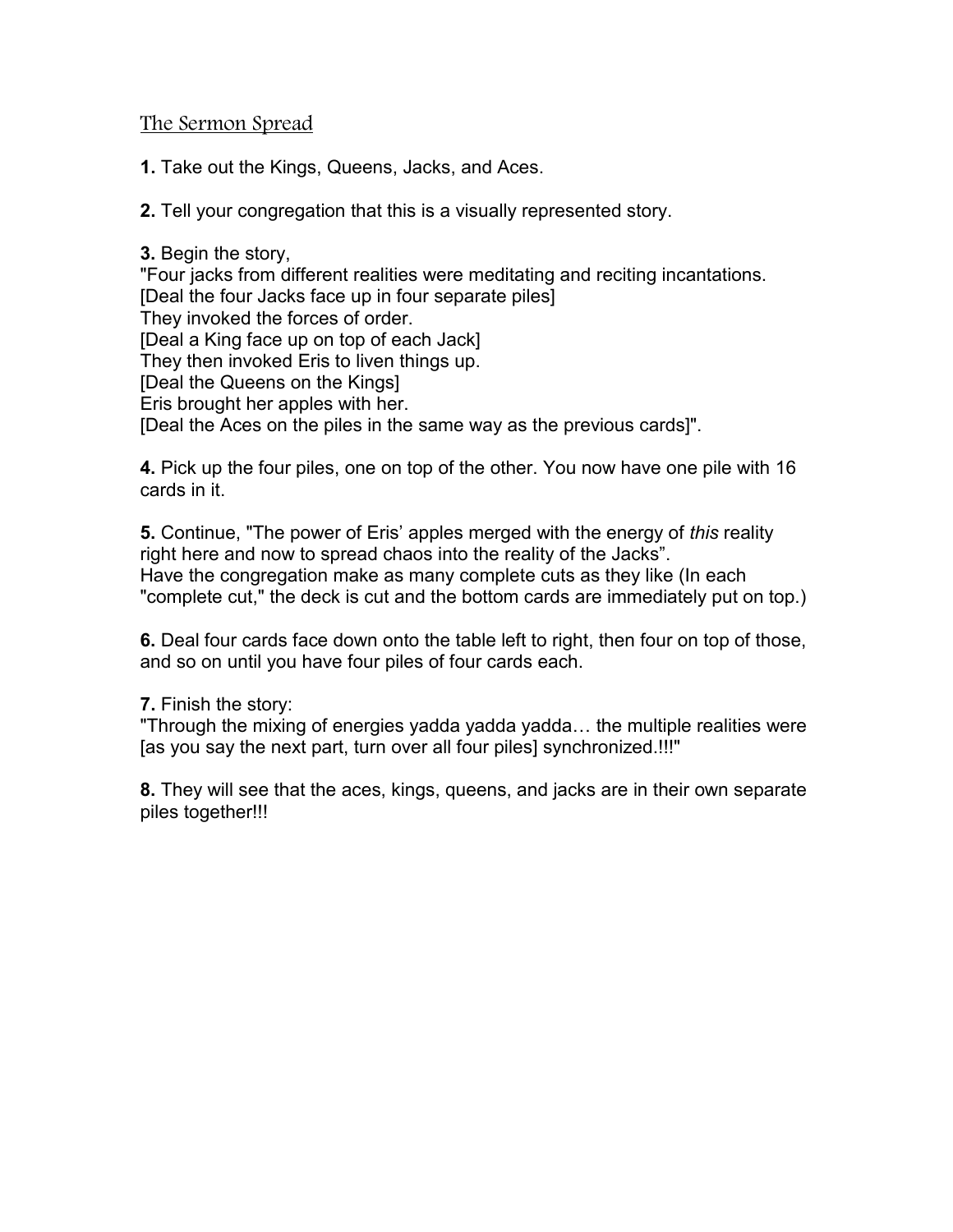## The Sermon Spread

**1.** Take out the Kings, Queens, Jacks, and Aces.

**2.** Tell your congregation that this is a visually represented story.

**3.** Begin the story,
"Four jacks from different realities were meditating and reciting incantations.
[Deal the four Jacks face up in four separate piles]
They invoked the forces of order.
[Deal a King face up on top of each Jack]
They then invoked Eris to liven things up.
[Deal the Queens on the Kings]
Eris brought her apples with her.
[Deal the Aces on the piles in the same way as the previous cards]".

**4.** Pick up the four piles, one on top of the other. You now have one pile with 16 cards in it.

**5.** Continue, "The power of Eris' apples merged with the energy of *this* reality right here and now to spread chaos into the reality of the Jacks".
Have the congregation make as many complete cuts as they like (In each "complete cut," the deck is cut and the bottom cards are immediately put on top.)

**6.** Deal four cards face down onto the table left to right, then four on top of those, and so on until you have four piles of four cards each.

**7.** Finish the story:
"Through the mixing of energies yadda yadda yadda… the multiple realities were [as you say the next part, turn over all four piles] synchronized.!!!"

**8.** They will see that the aces, kings, queens, and jacks are in their own separate piles together!!!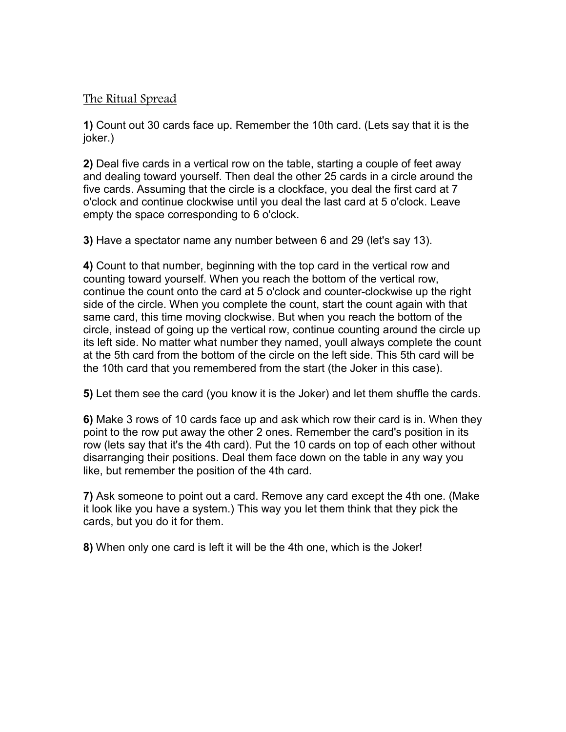## The Ritual Spread

**1)** Count out 30 cards face up. Remember the 10th card. (Lets say that it is the joker.)

**2)** Deal five cards in a vertical row on the table, starting a couple of feet away and dealing toward yourself. Then deal the other 25 cards in a circle around the five cards. Assuming that the circle is a clockface, you deal the first card at 7 o'clock and continue clockwise until you deal the last card at 5 o'clock. Leave empty the space corresponding to 6 o'clock.

**3)** Have a spectator name any number between 6 and 29 (let's say 13).

**4)** Count to that number, beginning with the top card in the vertical row and counting toward yourself. When you reach the bottom of the vertical row, continue the count onto the card at 5 o'clock and counter-clockwise up the right side of the circle. When you complete the count, start the count again with that same card, this time moving clockwise. But when you reach the bottom of the circle, instead of going up the vertical row, continue counting around the circle up its left side. No matter what number they named, youll always complete the count at the 5th card from the bottom of the circle on the left side. This 5th card will be the 10th card that you remembered from the start (the Joker in this case).

**5)** Let them see the card (you know it is the Joker) and let them shuffle the cards.

**6)** Make 3 rows of 10 cards face up and ask which row their card is in. When they point to the row put away the other 2 ones. Remember the card's position in its row (lets say that it's the 4th card). Put the 10 cards on top of each other without disarranging their positions. Deal them face down on the table in any way you like, but remember the position of the 4th card.

**7)** Ask someone to point out a card. Remove any card except the 4th one. (Make it look like you have a system.) This way you let them think that they pick the cards, but you do it for them.

**8)** When only one card is left it will be the 4th one, which is the Joker!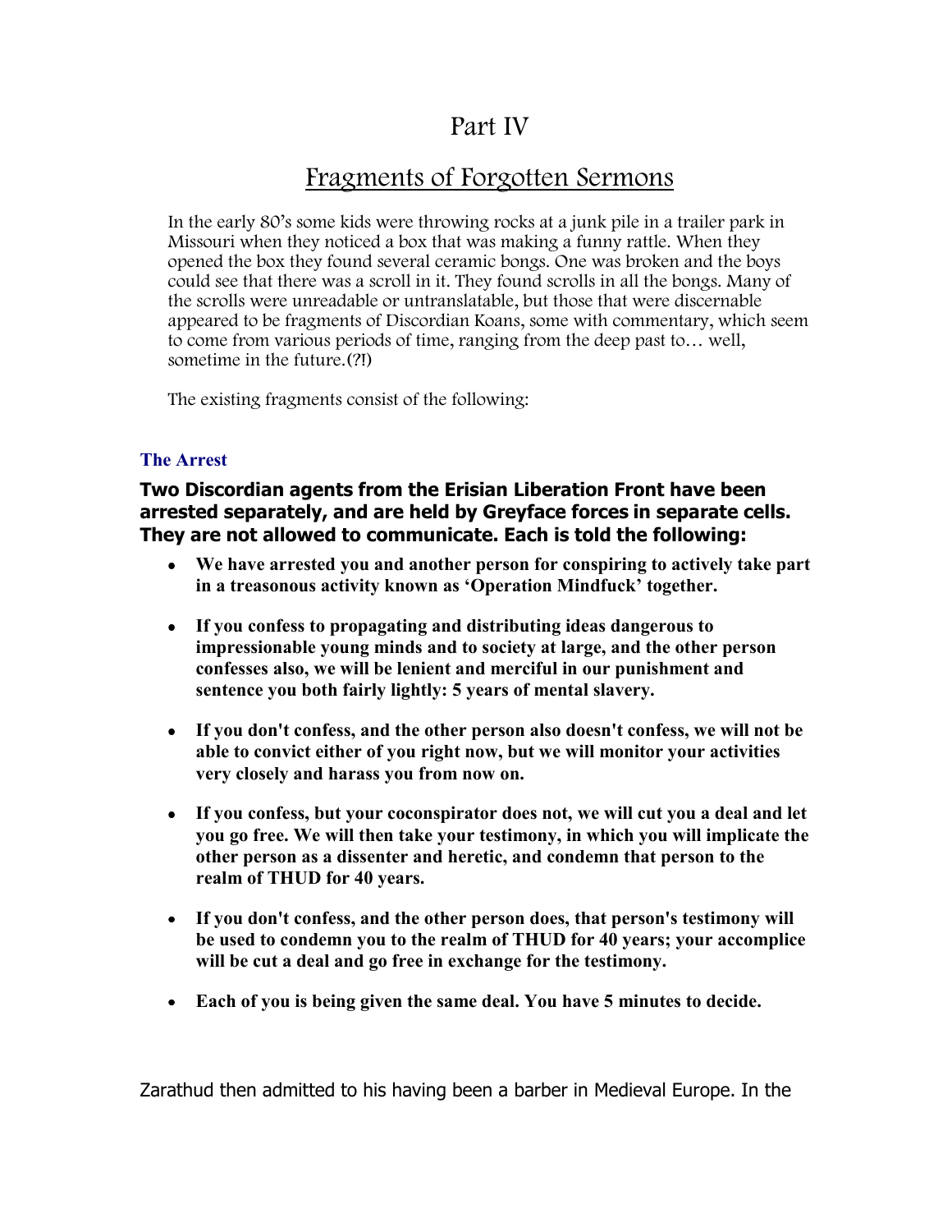# Part IV

## Fragments of Forgotten Sermons

In the early 80's some kids were throwing rocks at a junk pile in a trailer park in Missouri when they noticed a box that was making a funny rattle. When they opened the box they found several ceramic bongs. One was broken and the boys could see that there was a scroll in it. They found scrolls in all the bongs. Many of the scrolls were unreadable or untranslatable, but those that were discernable appeared to be fragments of Discordian Koans, some with commentary, which seem to come from various periods of time, ranging from the deep past to… well, sometime in the future.(?!)

The existing fragments consist of the following:

### The Arrest

**Two Discordian agents from the Erisian Liberation Front have been arrested separately, and are held by Greyface forces in separate cells. They are not allowed to communicate. Each is told the following:**

- **We have arrested you and another person for conspiring to actively take part in a treasonous activity known as 'Operation Mindfuck' together.**
- **If you confess to propagating and distributing ideas dangerous to impressionable young minds and to society at large, and the other person confesses also, we will be lenient and merciful in our punishment and sentence you both fairly lightly: 5 years of mental slavery.**
- **If you don't confess, and the other person also doesn't confess, we will not be able to convict either of you right now, but we will monitor your activities very closely and harass you from now on.**
- **If you confess, but your coconspirator does not, we will cut you a deal and let you go free. We will then take your testimony, in which you will implicate the other person as a dissenter and heretic, and condemn that person to the realm of THUD for 40 years.**
- **If you don't confess, and the other person does, that person's testimony will be used to condemn you to the realm of THUD for 40 years; your accomplice will be cut a deal and go free in exchange for the testimony.**
- **Each of you is being given the same deal. You have 5 minutes to decide.**

Zarathud then admitted to his having been a barber in Medieval Europe. In the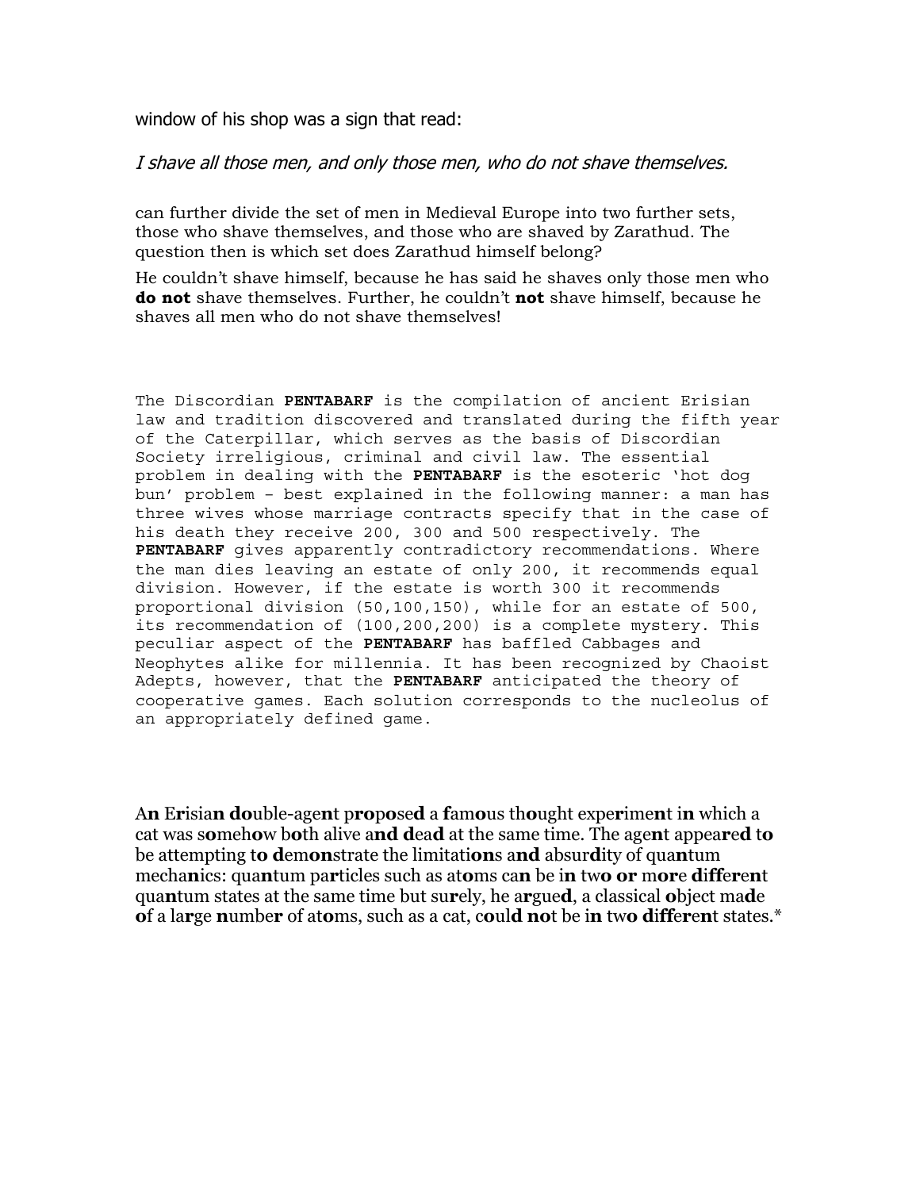window of his shop was a sign that read:

*I shave all those men, and only those men, who do not shave themselves.*

can further divide the set of men in Medieval Europe into two further sets, those who shave themselves, and those who are shaved by Zarathud. The question then is which set does Zarathud himself belong?

He couldn't shave himself, because he has said he shaves only those men who **do not** shave themselves. Further, he couldn't **not** shave himself, because he shaves all men who do not shave themselves!

The Discordian **PENTABARF** is the compilation of ancient Erisian law and tradition discovered and translated during the fifth year of the Caterpillar, which serves as the basis of Discordian Society irreligious, criminal and civil law. The essential problem in dealing with the **PENTABARF** is the esoteric 'hot dog bun' problem – best explained in the following manner: a man has three wives whose marriage contracts specify that in the case of his death they receive 200, 300 and 500 respectively. The **PENTABARF** gives apparently contradictory recommendations. Where the man dies leaving an estate of only 200, it recommends equal division. However, if the estate is worth 300 it recommends proportional division (50,100,150), while for an estate of 500, its recommendation of (100,200,200) is a complete mystery. This peculiar aspect of the **PENTABARF** has baffled Cabbages and Neophytes alike for millennia. It has been recognized by Chaoist Adepts, however, that the **PENTABARF** anticipated the theory of cooperative games. Each solution corresponds to the nucleolus of an appropriately defined game.

A**n** E**r**isia**n** **do**uble-age**n**t p**ro**p**o**se**d** a **f**am**o**us th**o**ught expe**r**ime**n**t i**n** which a cat was s**o**meh**o**w b**o**th alive a**nd** **d**ea**d** at the same time. The age**n**t appea**r**e**d** t**o** be attempting t**o** **d**em**on**strate the limitati**on**s a**nd** absur**d**ity of qua**n**tum mecha**n**ics: qua**n**tum pa**r**ticles such as at**o**ms ca**n** be i**n** tw**o** **or** m**or**e **d**i**ff**e**r**e**n**t qua**n**tum states at the same time but su**r**ely, he a**r**gue**d**, a classical **o**bject ma**d**e **o**f a la**r**ge **n**umbe**r** of at**o**ms, such as a cat, c**o**ul**d** **no**t be i**n** tw**o** **d**i**ff**e**r**e**n**t states.*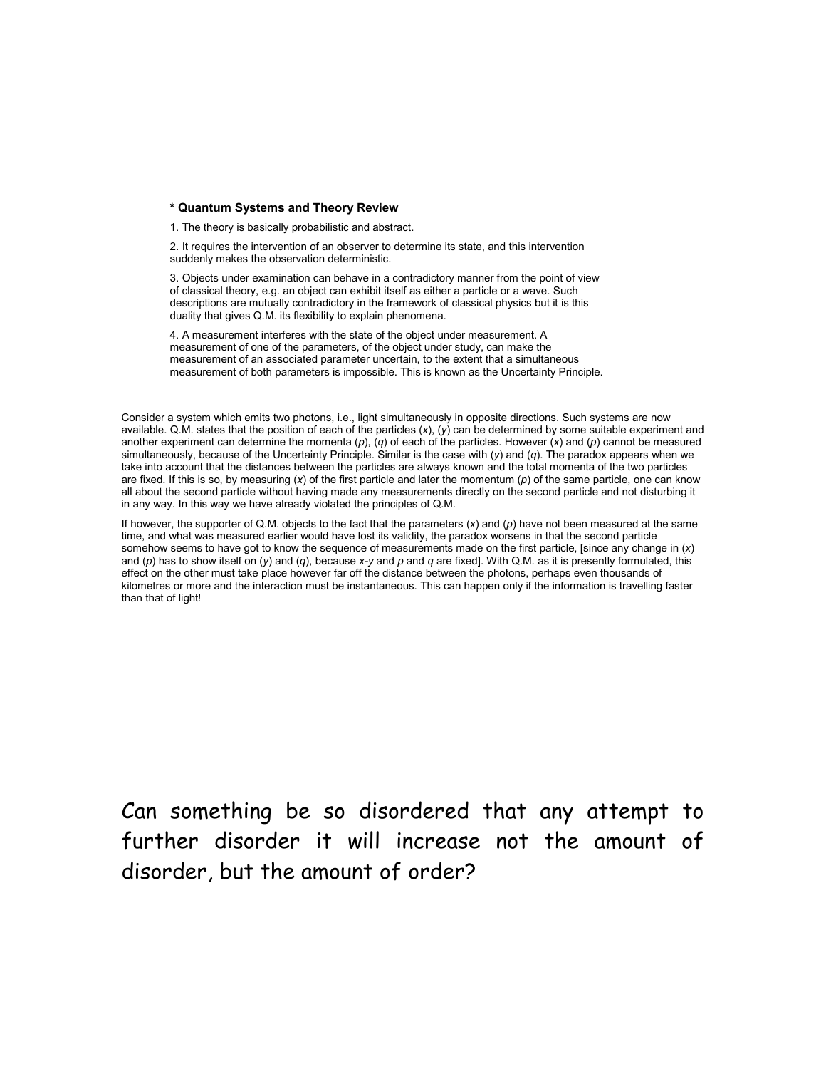**\* Quantum Systems and Theory Review**

1. The theory is basically probabilistic and abstract.

2. It requires the intervention of an observer to determine its state, and this intervention suddenly makes the observation deterministic.

3. Objects under examination can behave in a contradictory manner from the point of view of classical theory, e.g. an object can exhibit itself as either a particle or a wave. Such descriptions are mutually contradictory in the framework of classical physics but it is this duality that gives Q.M. its flexibility to explain phenomena.

4. A measurement interferes with the state of the object under measurement. A measurement of one of the parameters, of the object under study, can make the measurement of an associated parameter uncertain, to the extent that a simultaneous measurement of both parameters is impossible. This is known as the Uncertainty Principle.

Consider a system which emits two photons, i.e., light simultaneously in opposite directions. Such systems are now available. Q.M. states that the position of each of the particles ($x$), ($y$) can be determined by some suitable experiment and another experiment can determine the momenta ($p$), ($q$) of each of the particles. However ($x$) and ($p$) cannot be measured simultaneously, because of the Uncertainty Principle. Similar is the case with ($y$) and ($q$). The paradox appears when we take into account that the distances between the particles are always known and the total momenta of the two particles are fixed. If this is so, by measuring ($x$) of the first particle and later the momentum ($p$) of the same particle, one can know all about the second particle without having made any measurements directly on the second particle and not disturbing it in any way. In this way we have already violated the principles of Q.M.

If however, the supporter of Q.M. objects to the fact that the parameters ($x$) and ($p$) have not been measured at the same time, and what was measured earlier would have lost its validity, the paradox worsens in that the second particle somehow seems to have got to know the sequence of measurements made on the first particle, [since any change in ($x$) and ($p$) has to show itself on ($y$) and ($q$), because $x$-$y$ and $p$ and $q$ are fixed]. With Q.M. as it is presently formulated, this effect on the other must take place however far off the distance between the photons, perhaps even thousands of kilometres or more and the interaction must be instantaneous. This can happen only if the information is travelling faster than that of light!

Can something be so disordered that any attempt to further disorder it will increase not the amount of disorder, but the amount of order?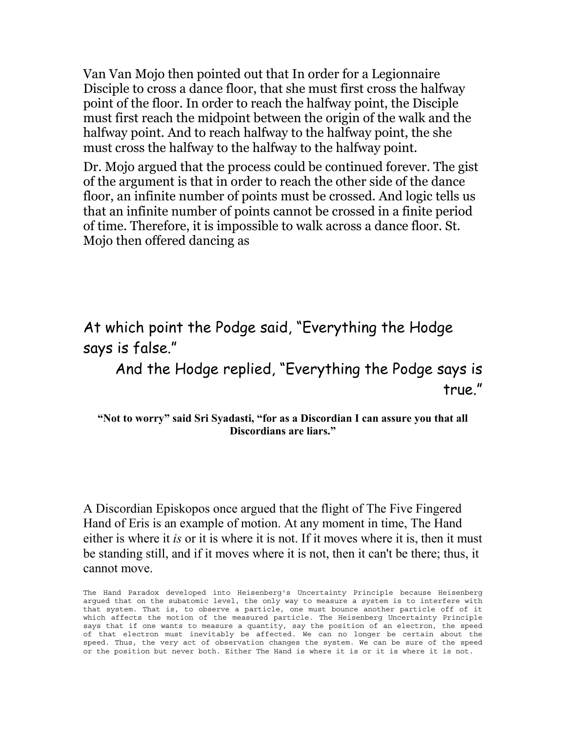Van Van Mojo then pointed out that In order for a Legionnaire Disciple to cross a dance floor, that she must first cross the halfway point of the floor. In order to reach the halfway point, the Disciple must first reach the midpoint between the origin of the walk and the halfway point. And to reach halfway to the halfway point, the she must cross the halfway to the halfway to the halfway point.

Dr. Mojo argued that the process could be continued forever. The gist of the argument is that in order to reach the other side of the dance floor, an infinite number of points must be crossed. And logic tells us that an infinite number of points cannot be crossed in a finite period of time. Therefore, it is impossible to walk across a dance floor. St. Mojo then offered dancing as

At which point the Podge said, "Everything the Hodge says is false."

And the Hodge replied, "Everything the Podge says is true."

**"Not to worry" said Sri Syadasti, "for as a Discordian I can assure you that all Discordians are liars."**

A Discordian Episkopos once argued that the flight of The Five Fingered Hand of Eris is an example of motion. At any moment in time, The Hand either is where it *is* or it is where it is not. If it moves where it is, then it must be standing still, and if it moves where it is not, then it can't be there; thus, it cannot move.

The Hand Paradox developed into Heisenberg's Uncertainty Principle because Heisenberg argued that on the subatomic level, the only way to measure a system is to interfere with that system. That is, to observe a particle, one must bounce another particle off of it which affects the motion of the measured particle. The Heisenberg Uncertainty Principle says that if one wants to measure a quantity, say the position of an electron, the speed of that electron must inevitably be affected. We can no longer be certain about the speed. Thus, the very act of observation changes the system. We can be sure of the speed or the position but never both. Either The Hand is where it is or it is where it is not.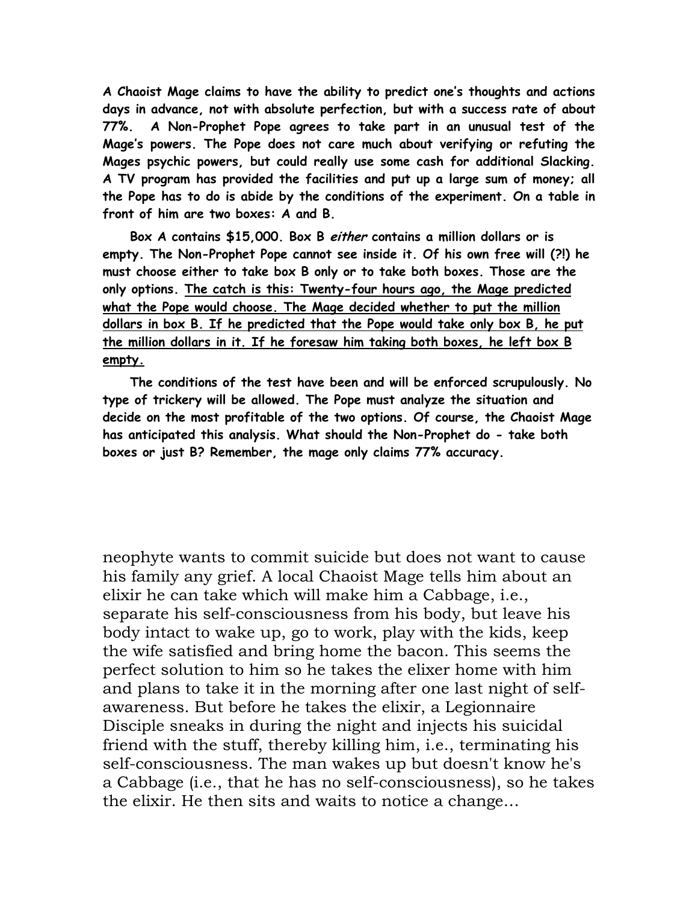**A Chaoist Mage claims to have the ability to predict one's thoughts and actions days in advance, not with absolute perfection, but with a success rate of about 77%. A Non-Prophet Pope agrees to take part in an unusual test of the Mage's powers. The Pope does not care much about verifying or refuting the Mages psychic powers, but could really use some cash for additional Slacking. A TV program has provided the facilities and put up a large sum of money; all the Pope has to do is abide by the conditions of the experiment. On a table in front of him are two boxes: A and B.**

**Box A contains $15,000. Box B *either* contains a million dollars or is empty. The Non-Prophet Pope cannot see inside it. Of his own free will (?!) he must choose either to take box B only or to take both boxes. Those are the only options. <u>The catch is this: Twenty-four hours ago, the Mage predicted what the Pope would choose. The Mage decided whether to put the million dollars in box B. If he predicted that the Pope would take only box B, he put the million dollars in it. If he foresaw him taking both boxes, he left box B empty.</u>**

**The conditions of the test have been and will be enforced scrupulously. No type of trickery will be allowed. The Pope must analyze the situation and decide on the most profitable of the two options. Of course, the Chaoist Mage has anticipated this analysis. What should the Non-Prophet do - take both boxes or just B? Remember, the mage only claims 77% accuracy.**

neophyte wants to commit suicide but does not want to cause his family any grief. A local Chaoist Mage tells him about an elixir he can take which will make him a Cabbage, i.e., separate his self-consciousness from his body, but leave his body intact to wake up, go to work, play with the kids, keep the wife satisfied and bring home the bacon. This seems the perfect solution to him so he takes the elixer home with him and plans to take it in the morning after one last night of self-awareness. But before he takes the elixir, a Legionnaire Disciple sneaks in during the night and injects his suicidal friend with the stuff, thereby killing him, i.e., terminating his self-consciousness. The man wakes up but doesn't know he's a Cabbage (i.e., that he has no self-consciousness), so he takes the elixir. He then sits and waits to notice a change…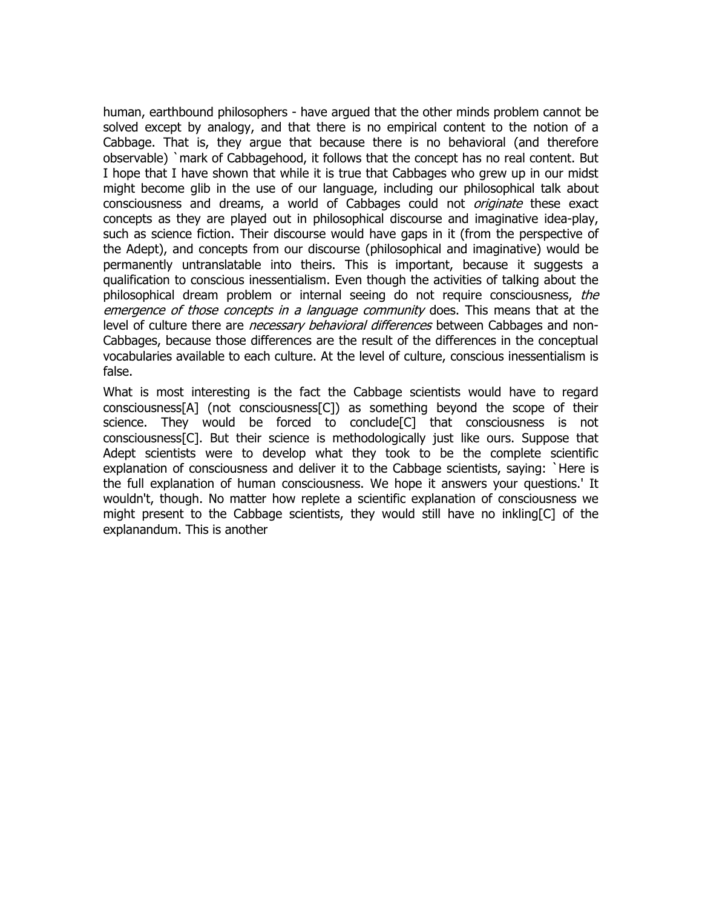human, earthbound philosophers - have argued that the other minds problem cannot be solved except by analogy, and that there is no empirical content to the notion of a Cabbage. That is, they argue that because there is no behavioral (and therefore observable) `mark of Cabbagehood, it follows that the concept has no real content. But I hope that I have shown that while it is true that Cabbages who grew up in our midst might become glib in the use of our language, including our philosophical talk about consciousness and dreams, a world of Cabbages could not *originate* these exact concepts as they are played out in philosophical discourse and imaginative idea-play, such as science fiction. Their discourse would have gaps in it (from the perspective of the Adept), and concepts from our discourse (philosophical and imaginative) would be permanently untranslatable into theirs. This is important, because it suggests a qualification to conscious inessentialism. Even though the activities of talking about the philosophical dream problem or internal seeing do not require consciousness, *the emergence of those concepts in a language community* does. This means that at the level of culture there are *necessary behavioral differences* between Cabbages and non-Cabbages, because those differences are the result of the differences in the conceptual vocabularies available to each culture. At the level of culture, conscious inessentialism is false.

What is most interesting is the fact the Cabbage scientists would have to regard consciousness[A] (not consciousness[C]) as something beyond the scope of their science. They would be forced to conclude[C] that consciousness is not consciousness[C]. But their science is methodologically just like ours. Suppose that Adept scientists were to develop what they took to be the complete scientific explanation of consciousness and deliver it to the Cabbage scientists, saying: `Here is the full explanation of human consciousness. We hope it answers your questions.' It wouldn't, though. No matter how replete a scientific explanation of consciousness we might present to the Cabbage scientists, they would still have no inkling[C] of the explanandum. This is another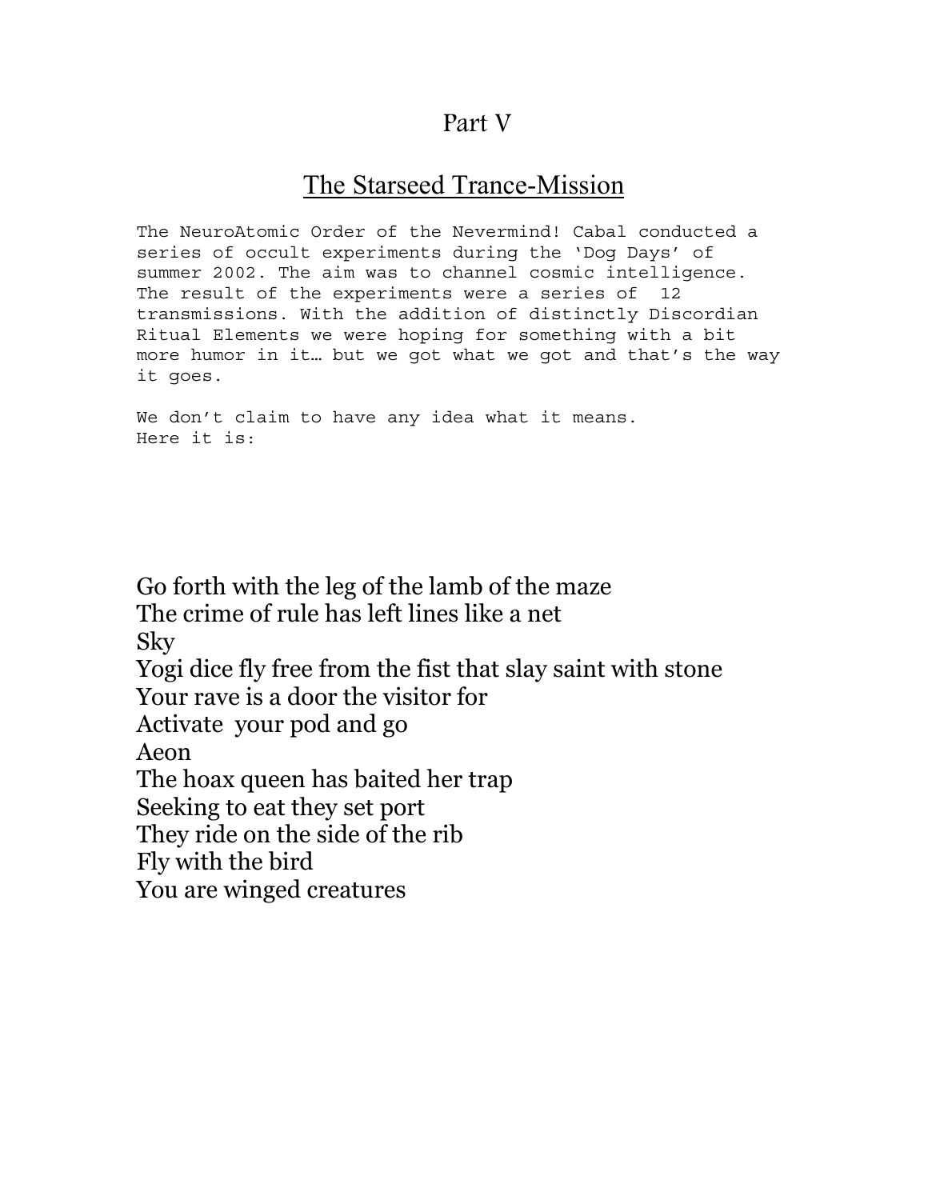# Part V

## The Starseed Trance-Mission

The NeuroAtomic Order of the Nevermind! Cabal conducted a series of occult experiments during the 'Dog Days' of summer 2002. The aim was to channel cosmic intelligence. The result of the experiments were a series of 12 transmissions. With the addition of distinctly Discordian Ritual Elements we were hoping for something with a bit more humor in it… but we got what we got and that's the way it goes.

We don't claim to have any idea what it means.
Here it is:

Go forth with the leg of the lamb of the maze
The crime of rule has left lines like a net
Sky
Yogi dice fly free from the fist that slay saint with stone
Your rave is a door the visitor for
Activate your pod and go
Aeon
The hoax queen has baited her trap
Seeking to eat they set port
They ride on the side of the rib
Fly with the bird
You are winged creatures